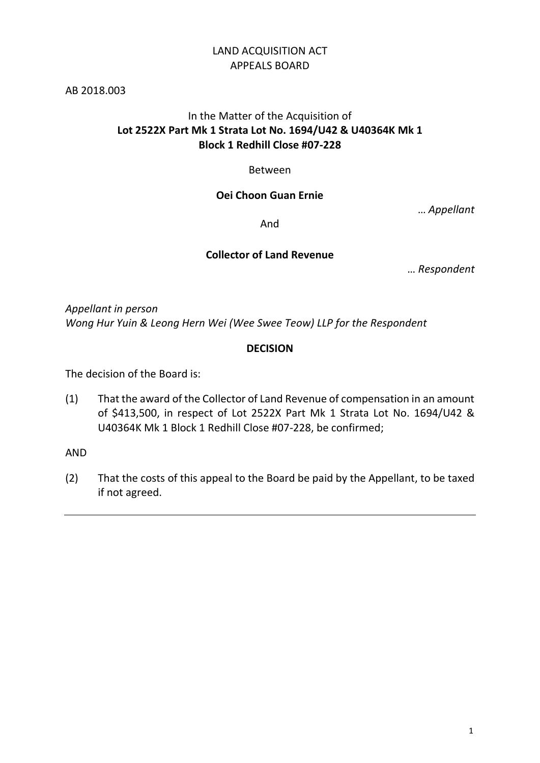LAND ACQUISITION ACT
APPEALS BOARD

AB 2018.003

In the Matter of the Acquisition of
**Lot 2522X Part Mk 1 Strata Lot No. 1694/U42 & U40364K Mk 1**
**Block 1 Redhill Close #07-228**

Between

**Oei Choon Guan Ernie**

… *Appellant*

And

**Collector of Land Revenue**

… *Respondent*

*Appellant in person*
*Wong Hur Yuin & Leong Hern Wei (Wee Swee Teow) LLP for the Respondent*

**DECISION**

The decision of the Board is:

(1) That the award of the Collector of Land Revenue of compensation in an amount of $413,500, in respect of Lot 2522X Part Mk 1 Strata Lot No. 1694/U42 & U40364K Mk 1 Block 1 Redhill Close #07-228, be confirmed;

AND

(2) That the costs of this appeal to the Board be paid by the Appellant, to be taxed if not agreed.

---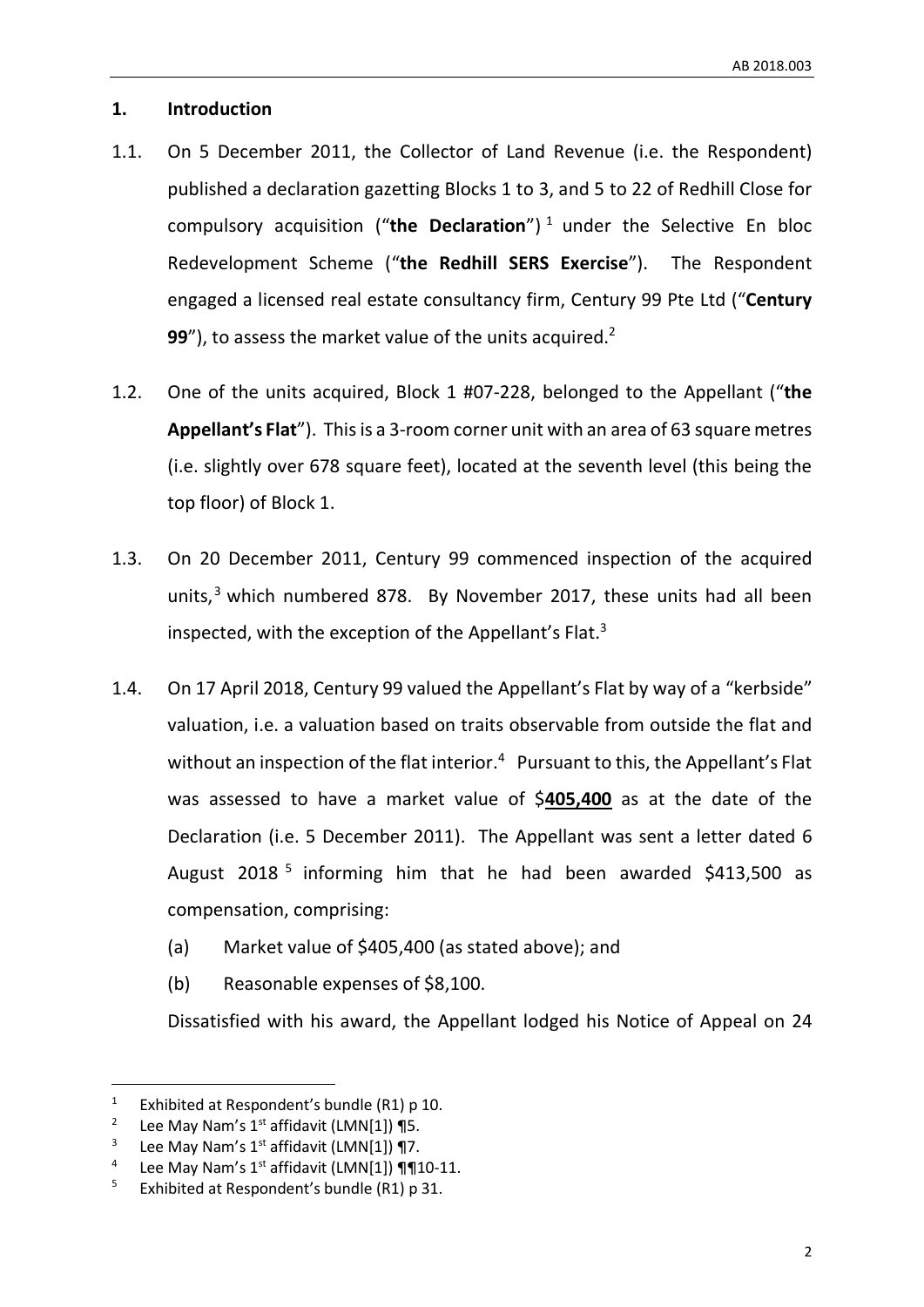## 1. Introduction

1.1. On 5 December 2011, the Collector of Land Revenue (i.e. the Respondent) published a declaration gazetting Blocks 1 to 3, and 5 to 22 of Redhill Close for compulsory acquisition ("**the Declaration**") [1] under the Selective En bloc Redevelopment Scheme ("**the Redhill SERS Exercise**"). The Respondent engaged a licensed real estate consultancy firm, Century 99 Pte Ltd ("**Century 99**"), to assess the market value of the units acquired.[2]

1.2. One of the units acquired, Block 1 #07-228, belonged to the Appellant ("**the Appellant's Flat**"). This is a 3-room corner unit with an area of 63 square metres (i.e. slightly over 678 square feet), located at the seventh level (this being the top floor) of Block 1.

1.3. On 20 December 2011, Century 99 commenced inspection of the acquired units,[3] which numbered 878. By November 2017, these units had all been inspected, with the exception of the Appellant's Flat.[3]

1.4. On 17 April 2018, Century 99 valued the Appellant's Flat by way of a "kerbside" valuation, i.e. a valuation based on traits observable from outside the flat and without an inspection of the flat interior.[4] Pursuant to this, the Appellant's Flat was assessed to have a market value of $**<u>405,400</u>** as at the date of the Declaration (i.e. 5 December 2011). The Appellant was sent a letter dated 6 August 2018 [5] informing him that he had been awarded $413,500 as compensation, comprising:

   (a) Market value of $405,400 (as stated above); and

   (b) Reasonable expenses of $8,100.

   Dissatisfied with his award, the Appellant lodged his Notice of Appeal on 24

---

[1] Exhibited at Respondent's bundle (R1) p 10.

[2] Lee May Nam's 1st affidavit (LMN[1]) ¶5.

[3] Lee May Nam's 1st affidavit (LMN[1]) ¶7.

[4] Lee May Nam's 1st affidavit (LMN[1]) ¶¶10-11.

[5] Exhibited at Respondent's bundle (R1) p 31.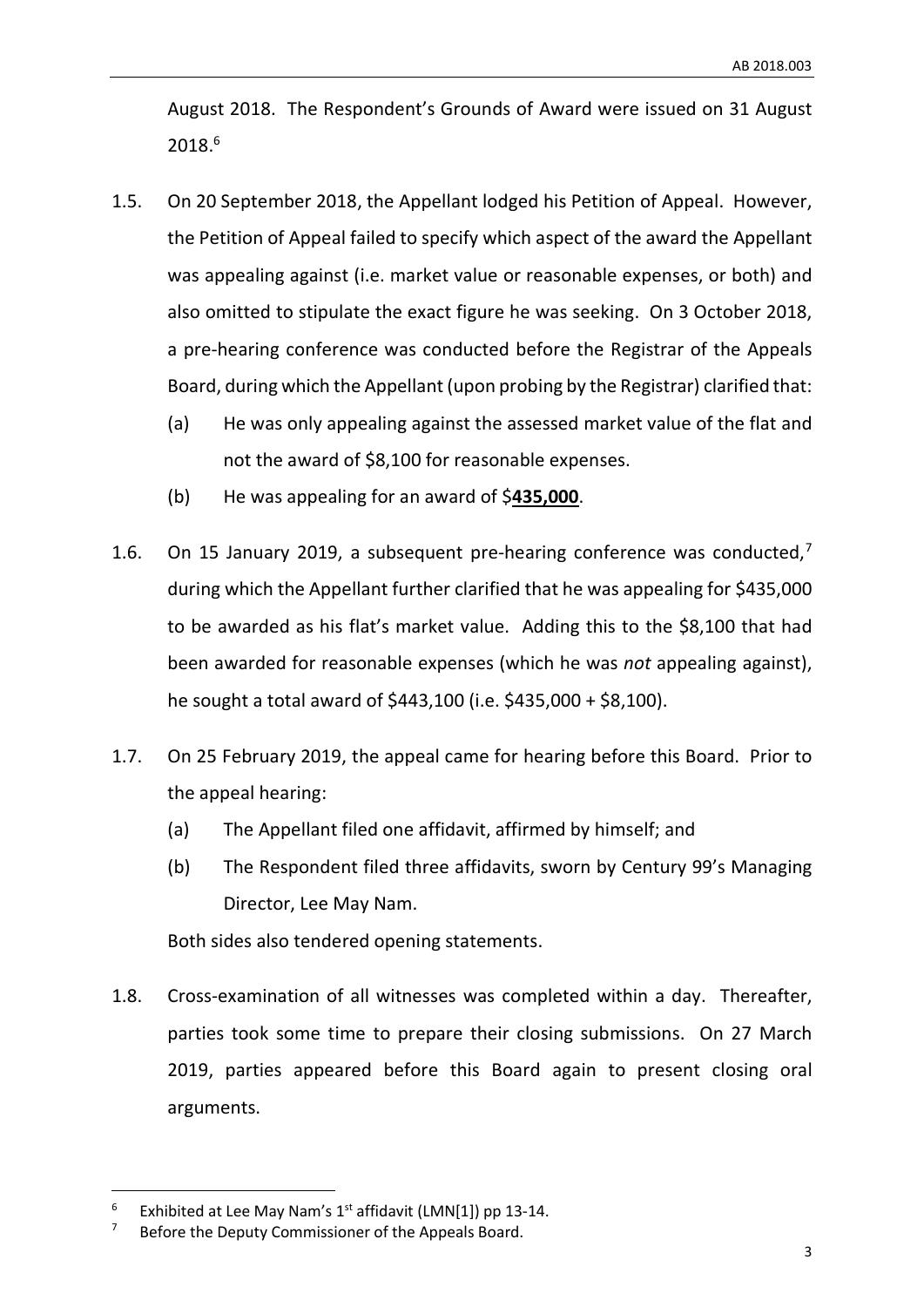August 2018. The Respondent's Grounds of Award were issued on 31 August 2018.[6]

1.5. On 20 September 2018, the Appellant lodged his Petition of Appeal. However, the Petition of Appeal failed to specify which aspect of the award the Appellant was appealing against (i.e. market value or reasonable expenses, or both) and also omitted to stipulate the exact figure he was seeking. On 3 October 2018, a pre-hearing conference was conducted before the Registrar of the Appeals Board, during which the Appellant (upon probing by the Registrar) clarified that:

   (a) He was only appealing against the assessed market value of the flat and not the award of $8,100 for reasonable expenses.

   (b) He was appealing for an award of $**<u>435,000</u>**.

1.6. On 15 January 2019, a subsequent pre-hearing conference was conducted,[7] during which the Appellant further clarified that he was appealing for $435,000 to be awarded as his flat's market value. Adding this to the $8,100 that had been awarded for reasonable expenses (which he was *not* appealing against), he sought a total award of $443,100 (i.e. $435,000 + $8,100).

1.7. On 25 February 2019, the appeal came for hearing before this Board. Prior to the appeal hearing:

   (a) The Appellant filed one affidavit, affirmed by himself; and

   (b) The Respondent filed three affidavits, sworn by Century 99's Managing Director, Lee May Nam.

   Both sides also tendered opening statements.

1.8. Cross-examination of all witnesses was completed within a day. Thereafter, parties took some time to prepare their closing submissions. On 27 March 2019, parties appeared before this Board again to present closing oral arguments.

---

[6] Exhibited at Lee May Nam's 1st affidavit (LMN[1]) pp 13-14.

[7] Before the Deputy Commissioner of the Appeals Board.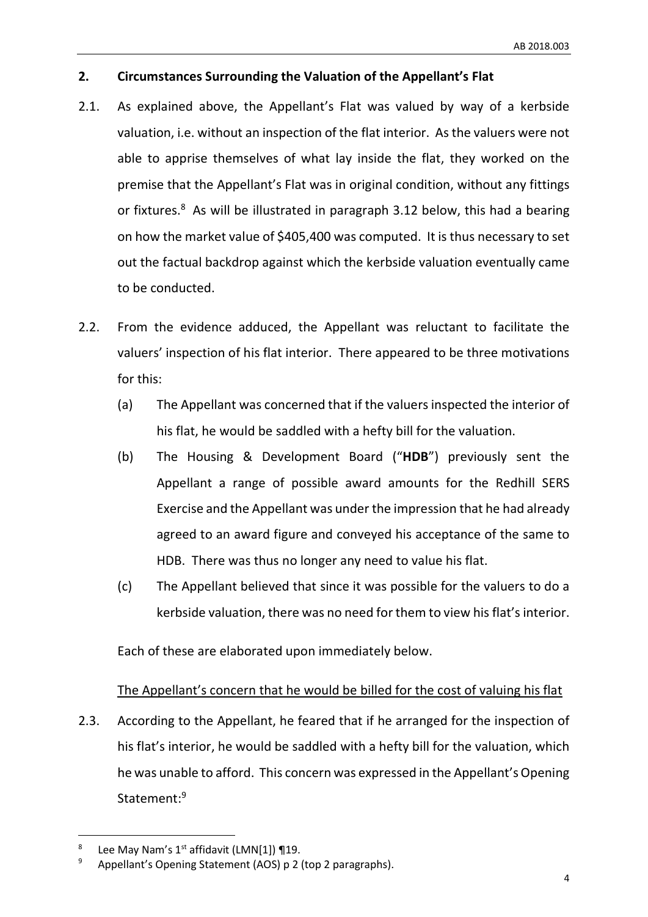## 2. Circumstances Surrounding the Valuation of the Appellant's Flat

2.1. As explained above, the Appellant's Flat was valued by way of a kerbside valuation, i.e. without an inspection of the flat interior. As the valuers were not able to apprise themselves of what lay inside the flat, they worked on the premise that the Appellant's Flat was in original condition, without any fittings or fixtures.[8] As will be illustrated in paragraph 3.12 below, this had a bearing on how the market value of $405,400 was computed. It is thus necessary to set out the factual backdrop against which the kerbside valuation eventually came to be conducted.

2.2. From the evidence adduced, the Appellant was reluctant to facilitate the valuers' inspection of his flat interior. There appeared to be three motivations for this:

(a) The Appellant was concerned that if the valuers inspected the interior of his flat, he would be saddled with a hefty bill for the valuation.

(b) The Housing & Development Board ("**HDB**") previously sent the Appellant a range of possible award amounts for the Redhill SERS Exercise and the Appellant was under the impression that he had already agreed to an award figure and conveyed his acceptance of the same to HDB. There was thus no longer any need to value his flat.

(c) The Appellant believed that since it was possible for the valuers to do a kerbside valuation, there was no need for them to view his flat's interior.

Each of these are elaborated upon immediately below.

<u>The Appellant's concern that he would be billed for the cost of valuing his flat</u>

2.3. According to the Appellant, he feared that if he arranged for the inspection of his flat's interior, he would be saddled with a hefty bill for the valuation, which he was unable to afford. This concern was expressed in the Appellant's Opening Statement:[9]

---

[8] Lee May Nam's 1st affidavit (LMN[1]) ¶19.

[9] Appellant's Opening Statement (AOS) p 2 (top 2 paragraphs).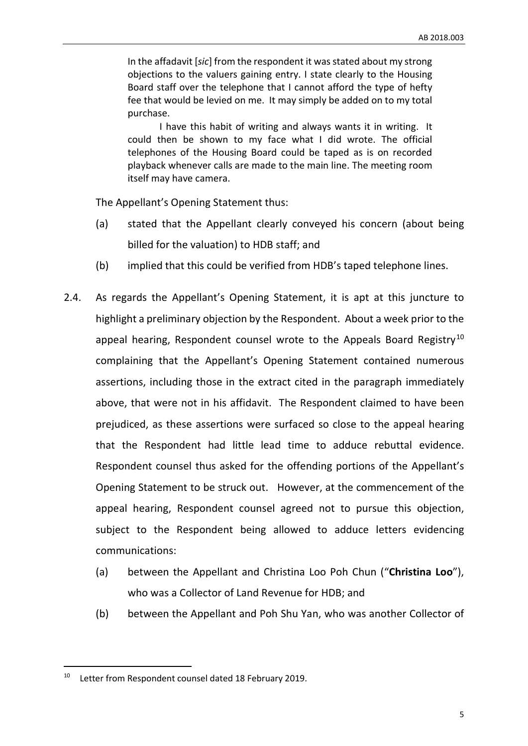> In the affadavit [*sic*] from the respondent it was stated about my strong objections to the valuers gaining entry. I state clearly to the Housing Board staff over the telephone that I cannot afford the type of hefty fee that would be levied on me. It may simply be added on to my total purchase.
>
> I have this habit of writing and always wants it in writing. It could then be shown to my face what I did wrote. The official telephones of the Housing Board could be taped as is on recorded playback whenever calls are made to the main line. The meeting room itself may have camera.

The Appellant's Opening Statement thus:

(a) stated that the Appellant clearly conveyed his concern (about being billed for the valuation) to HDB staff; and

(b) implied that this could be verified from HDB's taped telephone lines.

2.4. As regards the Appellant's Opening Statement, it is apt at this juncture to highlight a preliminary objection by the Respondent. About a week prior to the appeal hearing, Respondent counsel wrote to the Appeals Board Registry[10] complaining that the Appellant's Opening Statement contained numerous assertions, including those in the extract cited in the paragraph immediately above, that were not in his affidavit. The Respondent claimed to have been prejudiced, as these assertions were surfaced so close to the appeal hearing that the Respondent had little lead time to adduce rebuttal evidence. Respondent counsel thus asked for the offending portions of the Appellant's Opening Statement to be struck out. However, at the commencement of the appeal hearing, Respondent counsel agreed not to pursue this objection, subject to the Respondent being allowed to adduce letters evidencing communications:

(a) between the Appellant and Christina Loo Poh Chun ("**Christina Loo**"), who was a Collector of Land Revenue for HDB; and

(b) between the Appellant and Poh Shu Yan, who was another Collector of

[10] Letter from Respondent counsel dated 18 February 2019.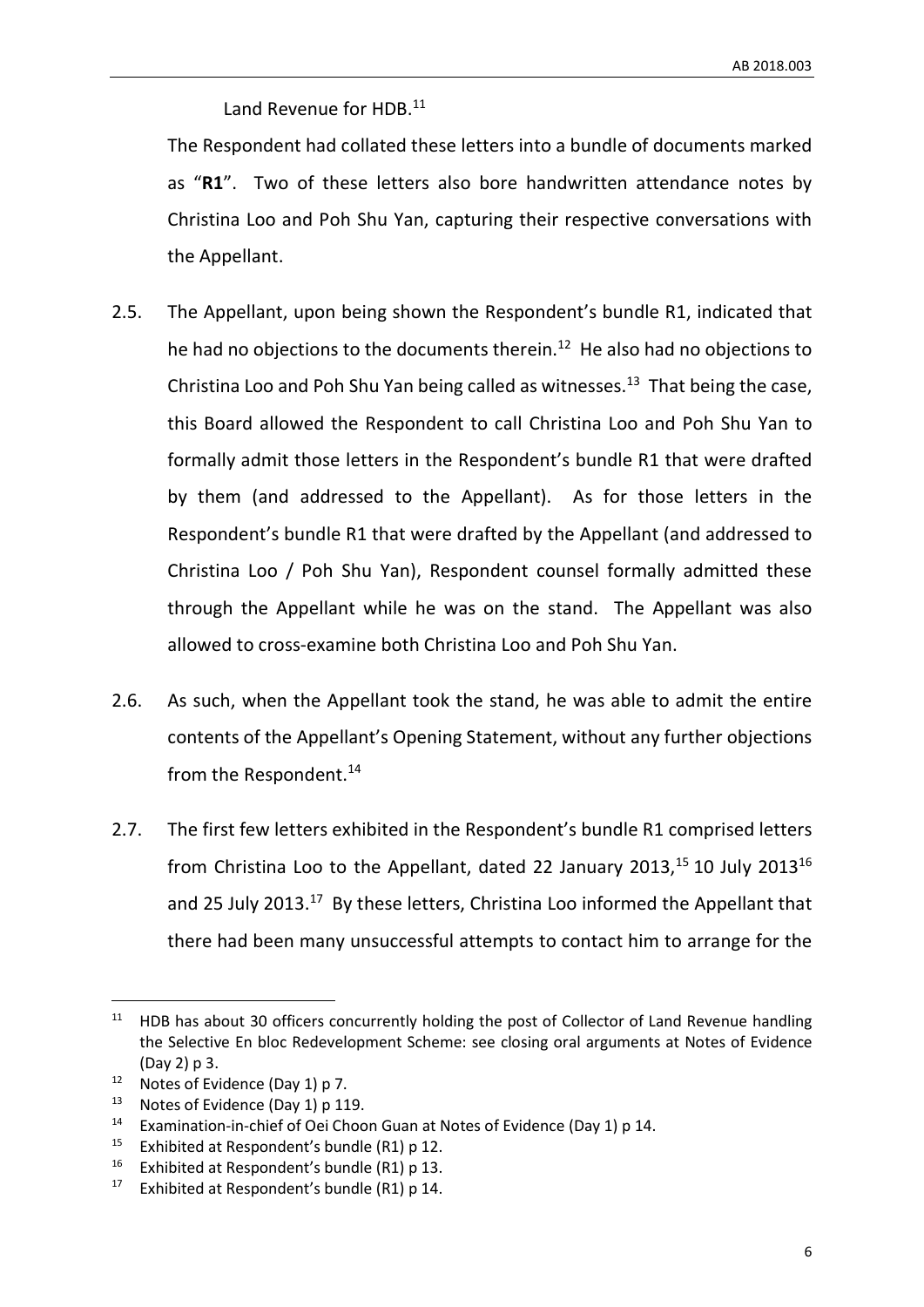Land Revenue for HDB.[11]

The Respondent had collated these letters into a bundle of documents marked as "**R1**". Two of these letters also bore handwritten attendance notes by Christina Loo and Poh Shu Yan, capturing their respective conversations with the Appellant.

2.5. The Appellant, upon being shown the Respondent's bundle R1, indicated that he had no objections to the documents therein.[12] He also had no objections to Christina Loo and Poh Shu Yan being called as witnesses.[13] That being the case, this Board allowed the Respondent to call Christina Loo and Poh Shu Yan to formally admit those letters in the Respondent's bundle R1 that were drafted by them (and addressed to the Appellant). As for those letters in the Respondent's bundle R1 that were drafted by the Appellant (and addressed to Christina Loo / Poh Shu Yan), Respondent counsel formally admitted these through the Appellant while he was on the stand. The Appellant was also allowed to cross-examine both Christina Loo and Poh Shu Yan.

2.6. As such, when the Appellant took the stand, he was able to admit the entire contents of the Appellant's Opening Statement, without any further objections from the Respondent.[14]

2.7. The first few letters exhibited in the Respondent's bundle R1 comprised letters from Christina Loo to the Appellant, dated 22 January 2013,[15] 10 July 2013[16] and 25 July 2013.[17] By these letters, Christina Loo informed the Appellant that there had been many unsuccessful attempts to contact him to arrange for the

---

[11] HDB has about 30 officers concurrently holding the post of Collector of Land Revenue handling the Selective En bloc Redevelopment Scheme: see closing oral arguments at Notes of Evidence (Day 2) p 3.

[12] Notes of Evidence (Day 1) p 7.

[13] Notes of Evidence (Day 1) p 119.

[14] Examination-in-chief of Oei Choon Guan at Notes of Evidence (Day 1) p 14.

[15] Exhibited at Respondent's bundle (R1) p 12.

[16] Exhibited at Respondent's bundle (R1) p 13.

[17] Exhibited at Respondent's bundle (R1) p 14.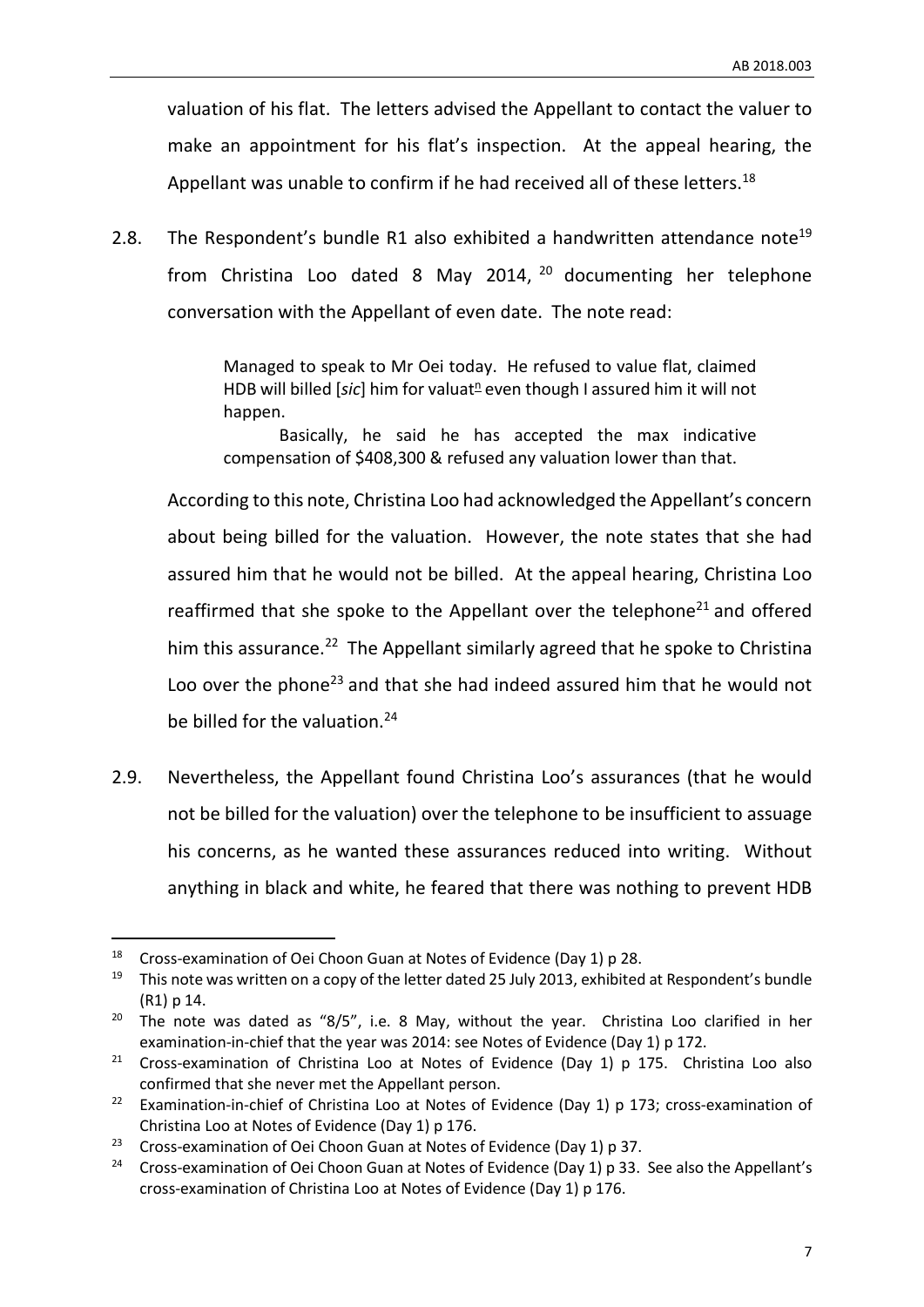valuation of his flat. The letters advised the Appellant to contact the valuer to make an appointment for his flat's inspection. At the appeal hearing, the Appellant was unable to confirm if he had received all of these letters.[18]

2.8. The Respondent's bundle R1 also exhibited a handwritten attendance note[19] from Christina Loo dated 8 May 2014,[20] documenting her telephone conversation with the Appellant of even date. The note read:

> Managed to speak to Mr Oei today. He refused to value flat, claimed HDB will billed [*sic*] him for valuat$^{\underline{n}}$ even though I assured him it will not happen.
>
> Basically, he said he has accepted the max indicative compensation of $408,300 & refused any valuation lower than that.

According to this note, Christina Loo had acknowledged the Appellant's concern about being billed for the valuation. However, the note states that she had assured him that he would not be billed. At the appeal hearing, Christina Loo reaffirmed that she spoke to the Appellant over the telephone[21] and offered him this assurance.[22] The Appellant similarly agreed that he spoke to Christina Loo over the phone[23] and that she had indeed assured him that he would not be billed for the valuation.[24]

2.9. Nevertheless, the Appellant found Christina Loo's assurances (that he would not be billed for the valuation) over the telephone to be insufficient to assuage his concerns, as he wanted these assurances reduced into writing. Without anything in black and white, he feared that there was nothing to prevent HDB

---

[18] Cross-examination of Oei Choon Guan at Notes of Evidence (Day 1) p 28.

[19] This note was written on a copy of the letter dated 25 July 2013, exhibited at Respondent's bundle (R1) p 14.

[20] The note was dated as "8/5", i.e. 8 May, without the year. Christina Loo clarified in her examination-in-chief that the year was 2014: see Notes of Evidence (Day 1) p 172.

[21] Cross-examination of Christina Loo at Notes of Evidence (Day 1) p 175. Christina Loo also confirmed that she never met the Appellant person.

[22] Examination-in-chief of Christina Loo at Notes of Evidence (Day 1) p 173; cross-examination of Christina Loo at Notes of Evidence (Day 1) p 176.

[23] Cross-examination of Oei Choon Guan at Notes of Evidence (Day 1) p 37.

[24] Cross-examination of Oei Choon Guan at Notes of Evidence (Day 1) p 33. See also the Appellant's cross-examination of Christina Loo at Notes of Evidence (Day 1) p 176.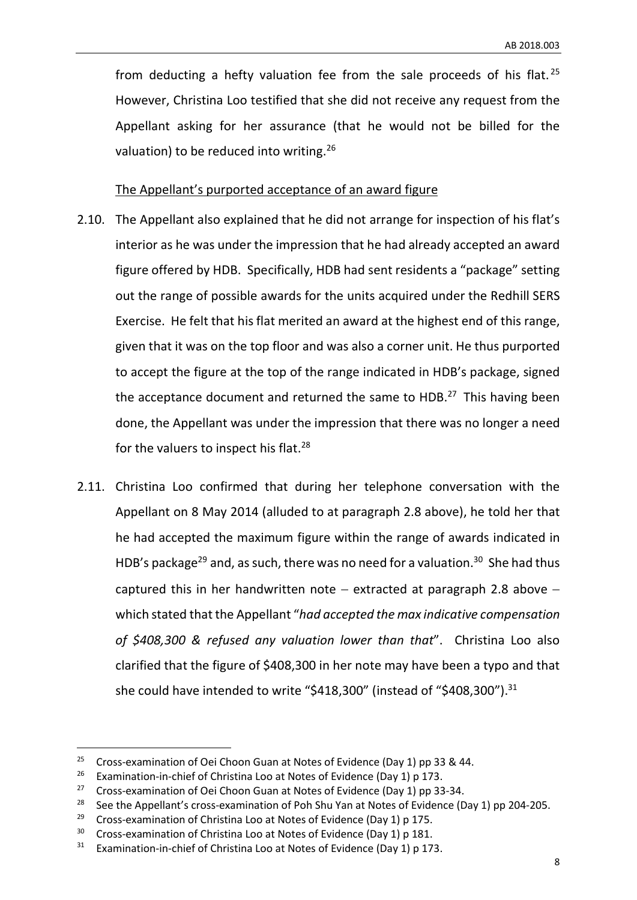from deducting a hefty valuation fee from the sale proceeds of his flat.[25] However, Christina Loo testified that she did not receive any request from the Appellant asking for her assurance (that he would not be billed for the valuation) to be reduced into writing.[26]

The Appellant's purported acceptance of an award figure

2.10. The Appellant also explained that he did not arrange for inspection of his flat's interior as he was under the impression that he had already accepted an award figure offered by HDB. Specifically, HDB had sent residents a "package" setting out the range of possible awards for the units acquired under the Redhill SERS Exercise. He felt that his flat merited an award at the highest end of this range, given that it was on the top floor and was also a corner unit. He thus purported to accept the figure at the top of the range indicated in HDB's package, signed the acceptance document and returned the same to HDB.[27] This having been done, the Appellant was under the impression that there was no longer a need for the valuers to inspect his flat.[28]

2.11. Christina Loo confirmed that during her telephone conversation with the Appellant on 8 May 2014 (alluded to at paragraph 2.8 above), he told her that he had accepted the maximum figure within the range of awards indicated in HDB's package[29] and, as such, there was no need for a valuation.[30] She had thus captured this in her handwritten note – extracted at paragraph 2.8 above – which stated that the Appellant "*had accepted the max indicative compensation of $408,300 & refused any valuation lower than that*". Christina Loo also clarified that the figure of $408,300 in her note may have been a typo and that she could have intended to write "$418,300" (instead of "$408,300").[31]

---

[25] Cross-examination of Oei Choon Guan at Notes of Evidence (Day 1) pp 33 & 44.

[26] Examination-in-chief of Christina Loo at Notes of Evidence (Day 1) p 173.

[27] Cross-examination of Oei Choon Guan at Notes of Evidence (Day 1) pp 33-34.

[28] See the Appellant's cross-examination of Poh Shu Yan at Notes of Evidence (Day 1) pp 204-205.

[29] Cross-examination of Christina Loo at Notes of Evidence (Day 1) p 175.

[30] Cross-examination of Christina Loo at Notes of Evidence (Day 1) p 181.

[31] Examination-in-chief of Christina Loo at Notes of Evidence (Day 1) p 173.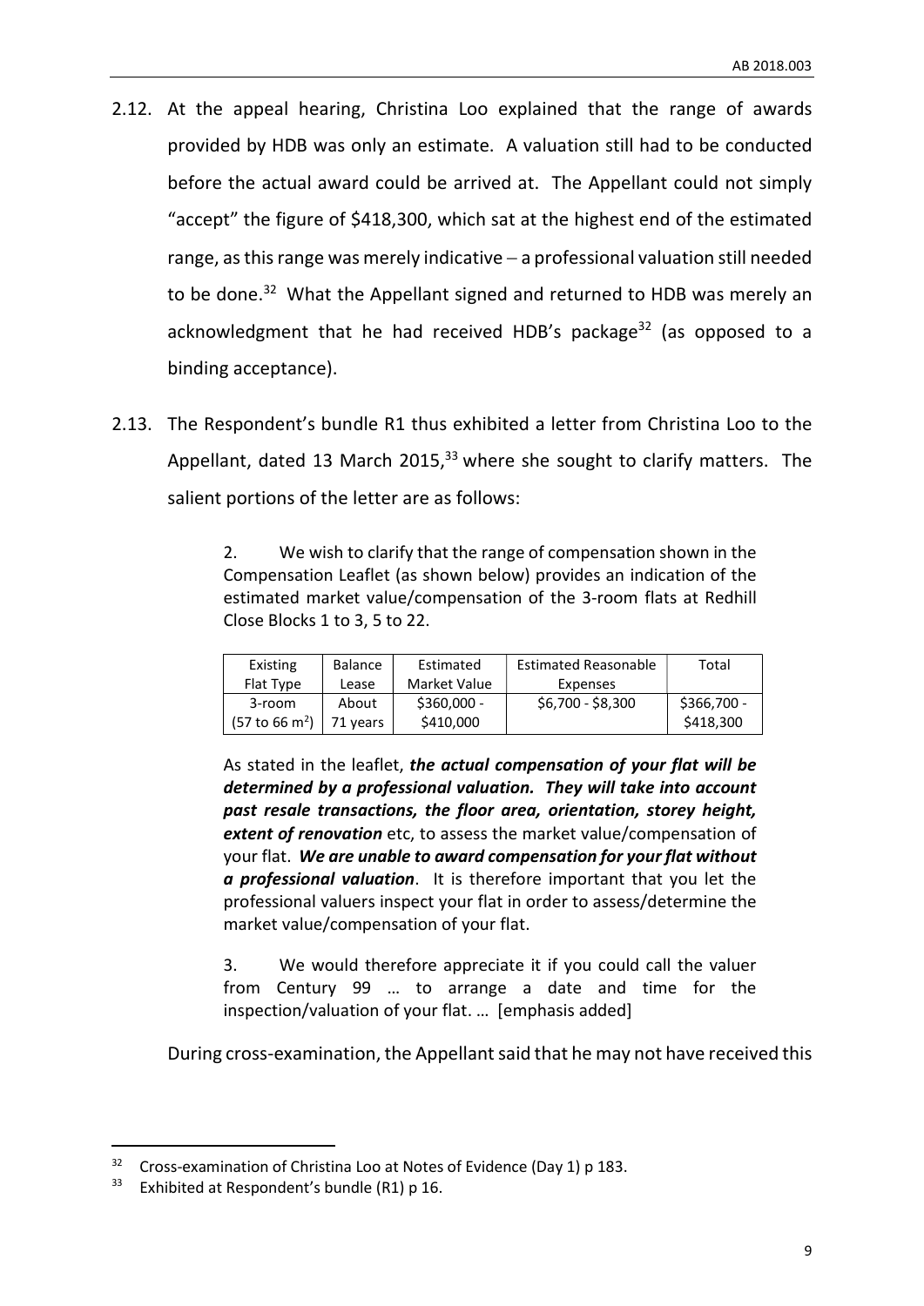2.12. At the appeal hearing, Christina Loo explained that the range of awards provided by HDB was only an estimate. A valuation still had to be conducted before the actual award could be arrived at. The Appellant could not simply "accept" the figure of $418,300, which sat at the highest end of the estimated range, as this range was merely indicative – a professional valuation still needed to be done.[32] What the Appellant signed and returned to HDB was merely an acknowledgment that he had received HDB's package[32] (as opposed to a binding acceptance).

2.13. The Respondent's bundle R1 thus exhibited a letter from Christina Loo to the Appellant, dated 13 March 2015,[33] where she sought to clarify matters. The salient portions of the letter are as follows:

> 2. We wish to clarify that the range of compensation shown in the Compensation Leaflet (as shown below) provides an indication of the estimated market value/compensation of the 3-room flats at Redhill Close Blocks 1 to 3, 5 to 22.
>
> | Existing Flat Type | Balance Lease | Estimated Market Value | Estimated Reasonable Expenses | Total |
> |---|---|---|---|---|
> | 3-room (57 to 66 $m^2$) | About 71 years | $360,000 - $410,000 | $6,700 - $8,300 | $366,700 - $418,300 |
>
> As stated in the leaflet, ***the actual compensation of your flat will be determined by a professional valuation. They will take into account past resale transactions, the floor area, orientation, storey height, extent of renovation*** etc, to assess the market value/compensation of your flat. ***We are unable to award compensation for your flat without a professional valuation***. It is therefore important that you let the professional valuers inspect your flat in order to assess/determine the market value/compensation of your flat.
>
> 3. We would therefore appreciate it if you could call the valuer from Century 99 … to arrange a date and time for the inspection/valuation of your flat. … [emphasis added]

During cross-examination, the Appellant said that he may not have received this

---

[32] Cross-examination of Christina Loo at Notes of Evidence (Day 1) p 183.

[33] Exhibited at Respondent's bundle (R1) p 16.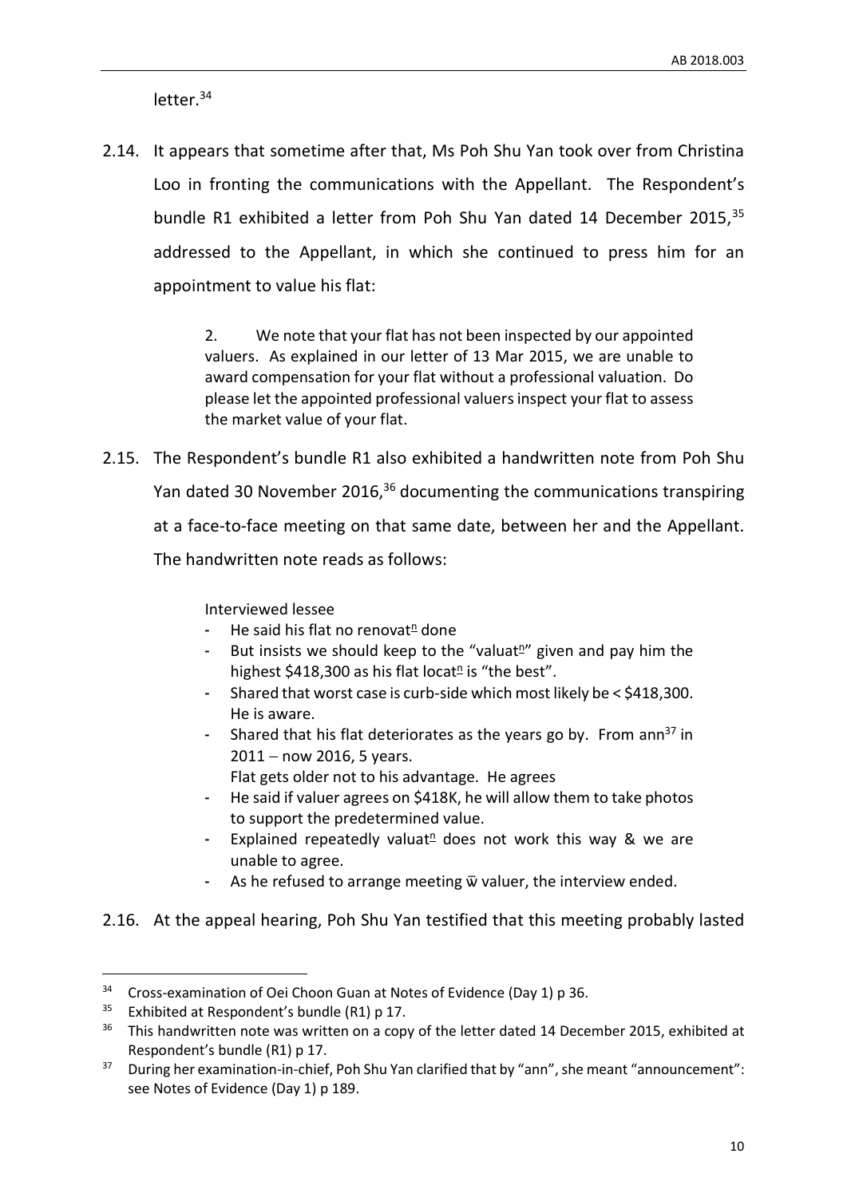letter.[34]

2.14. It appears that sometime after that, Ms Poh Shu Yan took over from Christina Loo in fronting the communications with the Appellant. The Respondent's bundle R1 exhibited a letter from Poh Shu Yan dated 14 December 2015,[35] addressed to the Appellant, in which she continued to press him for an appointment to value his flat:

> 2. We note that your flat has not been inspected by our appointed valuers. As explained in our letter of 13 Mar 2015, we are unable to award compensation for your flat without a professional valuation. Do please let the appointed professional valuers inspect your flat to assess the market value of your flat.

2.15. The Respondent's bundle R1 also exhibited a handwritten note from Poh Shu Yan dated 30 November 2016,[36] documenting the communications transpiring at a face-to-face meeting on that same date, between her and the Appellant. The handwritten note reads as follows:

> Interviewed lessee
> - He said his flat no renovat$^{\underline{n}}$ done
> - But insists we should keep to the "valuat$^{\underline{n}}$" given and pay him the highest $418,300 as his flat locat$^{\underline{n}}$ is "the best".
> - Shared that worst case is curb-side which most likely be < $418,300. He is aware.
> - Shared that his flat deteriorates as the years go by. From ann[37] in 2011 – now 2016, 5 years.
>   Flat gets older not to his advantage. He agrees
> - He said if valuer agrees on $418K, he will allow them to take photos to support the predetermined value.
> - Explained repeatedly valuat$^{\underline{n}}$ does not work this way & we are unable to agree.
> - As he refused to arrange meeting $\bar{w}$ valuer, the interview ended.

2.16. At the appeal hearing, Poh Shu Yan testified that this meeting probably lasted

---

[34] Cross-examination of Oei Choon Guan at Notes of Evidence (Day 1) p 36.

[35] Exhibited at Respondent's bundle (R1) p 17.

[36] This handwritten note was written on a copy of the letter dated 14 December 2015, exhibited at Respondent's bundle (R1) p 17.

[37] During her examination-in-chief, Poh Shu Yan clarified that by "ann", she meant "announcement": see Notes of Evidence (Day 1) p 189.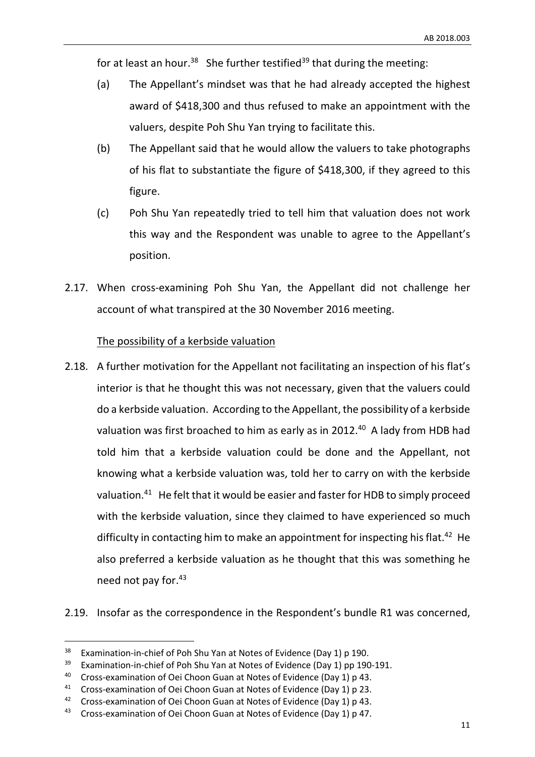for at least an hour.[38] She further testified[39] that during the meeting:

(a) The Appellant's mindset was that he had already accepted the highest award of $418,300 and thus refused to make an appointment with the valuers, despite Poh Shu Yan trying to facilitate this.

(b) The Appellant said that he would allow the valuers to take photographs of his flat to substantiate the figure of $418,300, if they agreed to this figure.

(c) Poh Shu Yan repeatedly tried to tell him that valuation does not work this way and the Respondent was unable to agree to the Appellant's position.

2.17. When cross-examining Poh Shu Yan, the Appellant did not challenge her account of what transpired at the 30 November 2016 meeting.

<u>The possibility of a kerbside valuation</u>

2.18. A further motivation for the Appellant not facilitating an inspection of his flat's interior is that he thought this was not necessary, given that the valuers could do a kerbside valuation. According to the Appellant, the possibility of a kerbside valuation was first broached to him as early as in 2012.[40] A lady from HDB had told him that a kerbside valuation could be done and the Appellant, not knowing what a kerbside valuation was, told her to carry on with the kerbside valuation.[41] He felt that it would be easier and faster for HDB to simply proceed with the kerbside valuation, since they claimed to have experienced so much difficulty in contacting him to make an appointment for inspecting his flat.[42] He also preferred a kerbside valuation as he thought that this was something he need not pay for.[43]

2.19. Insofar as the correspondence in the Respondent's bundle R1 was concerned,

---

[38] Examination-in-chief of Poh Shu Yan at Notes of Evidence (Day 1) p 190.

[39] Examination-in-chief of Poh Shu Yan at Notes of Evidence (Day 1) pp 190-191.

[40] Cross-examination of Oei Choon Guan at Notes of Evidence (Day 1) p 43.

[41] Cross-examination of Oei Choon Guan at Notes of Evidence (Day 1) p 23.

[42] Cross-examination of Oei Choon Guan at Notes of Evidence (Day 1) p 43.

[43] Cross-examination of Oei Choon Guan at Notes of Evidence (Day 1) p 47.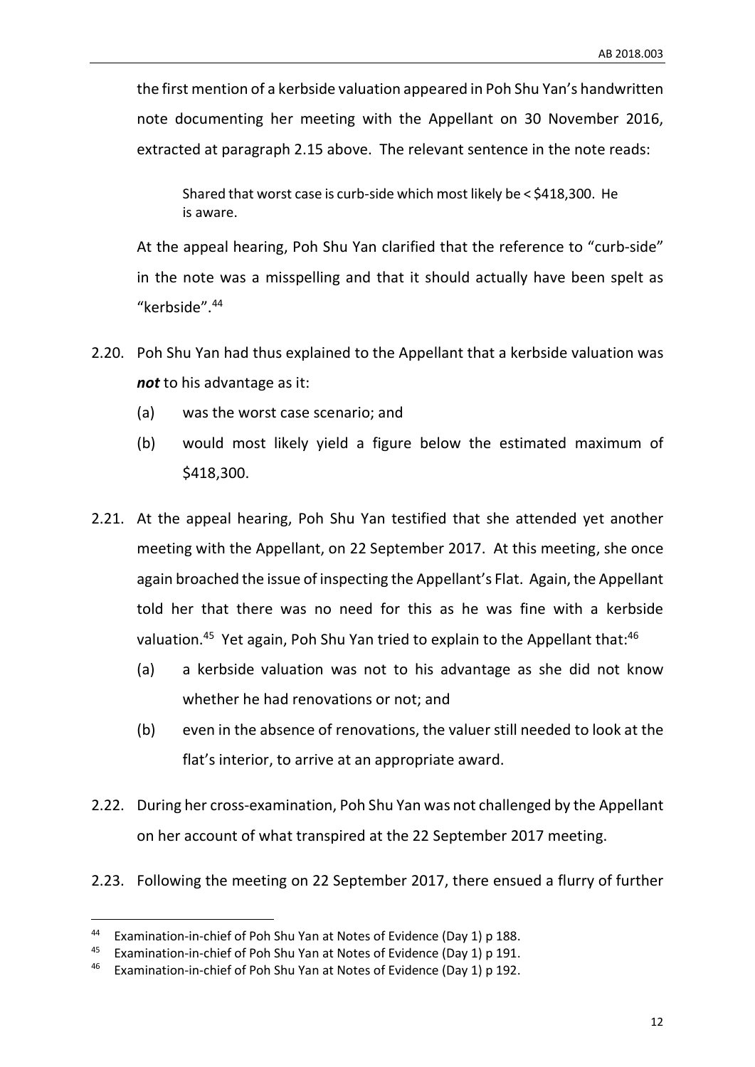the first mention of a kerbside valuation appeared in Poh Shu Yan's handwritten note documenting her meeting with the Appellant on 30 November 2016, extracted at paragraph 2.15 above. The relevant sentence in the note reads:

> Shared that worst case is curb-side which most likely be < $418,300. He is aware.

At the appeal hearing, Poh Shu Yan clarified that the reference to "curb-side" in the note was a misspelling and that it should actually have been spelt as "kerbside".[44]

2.20. Poh Shu Yan had thus explained to the Appellant that a kerbside valuation was ***not*** to his advantage as it:

   (a) was the worst case scenario; and

   (b) would most likely yield a figure below the estimated maximum of $418,300.

2.21. At the appeal hearing, Poh Shu Yan testified that she attended yet another meeting with the Appellant, on 22 September 2017. At this meeting, she once again broached the issue of inspecting the Appellant's Flat. Again, the Appellant told her that there was no need for this as he was fine with a kerbside valuation.[45] Yet again, Poh Shu Yan tried to explain to the Appellant that:[46]

   (a) a kerbside valuation was not to his advantage as she did not know whether he had renovations or not; and

   (b) even in the absence of renovations, the valuer still needed to look at the flat's interior, to arrive at an appropriate award.

2.22. During her cross-examination, Poh Shu Yan was not challenged by the Appellant on her account of what transpired at the 22 September 2017 meeting.

2.23. Following the meeting on 22 September 2017, there ensued a flurry of further

---

[44] Examination-in-chief of Poh Shu Yan at Notes of Evidence (Day 1) p 188.

[45] Examination-in-chief of Poh Shu Yan at Notes of Evidence (Day 1) p 191.

[46] Examination-in-chief of Poh Shu Yan at Notes of Evidence (Day 1) p 192.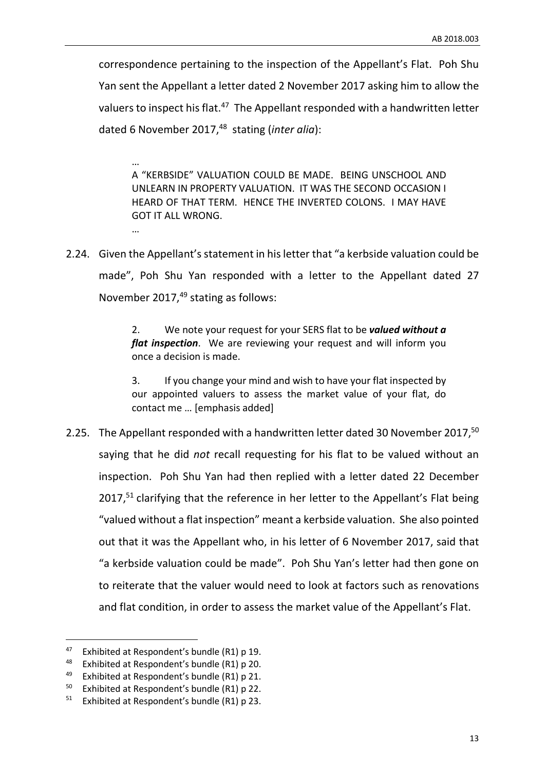correspondence pertaining to the inspection of the Appellant's Flat. Poh Shu Yan sent the Appellant a letter dated 2 November 2017 asking him to allow the valuers to inspect his flat.[47] The Appellant responded with a handwritten letter dated 6 November 2017,[48] stating (*inter alia*):

> …
> A "KERBSIDE" VALUATION COULD BE MADE. BEING UNSCHOOL AND UNLEARN IN PROPERTY VALUATION. IT WAS THE SECOND OCCASION I HEARD OF THAT TERM. HENCE THE INVERTED COLONS. I MAY HAVE GOT IT ALL WRONG.
> …

2.24. Given the Appellant's statement in his letter that "a kerbside valuation could be made", Poh Shu Yan responded with a letter to the Appellant dated 27 November 2017,[49] stating as follows:

> 2. We note your request for your SERS flat to be ***valued without a flat inspection***. We are reviewing your request and will inform you once a decision is made.
>
> 3. If you change your mind and wish to have your flat inspected by our appointed valuers to assess the market value of your flat, do contact me … [emphasis added]

2.25. The Appellant responded with a handwritten letter dated 30 November 2017,[50] saying that he did *not* recall requesting for his flat to be valued without an inspection. Poh Shu Yan had then replied with a letter dated 22 December 2017,[51] clarifying that the reference in her letter to the Appellant's Flat being "valued without a flat inspection" meant a kerbside valuation. She also pointed out that it was the Appellant who, in his letter of 6 November 2017, said that "a kerbside valuation could be made". Poh Shu Yan's letter had then gone on to reiterate that the valuer would need to look at factors such as renovations and flat condition, in order to assess the market value of the Appellant's Flat.

---

[47] Exhibited at Respondent's bundle (R1) p 19.
[48] Exhibited at Respondent's bundle (R1) p 20.
[49] Exhibited at Respondent's bundle (R1) p 21.
[50] Exhibited at Respondent's bundle (R1) p 22.
[51] Exhibited at Respondent's bundle (R1) p 23.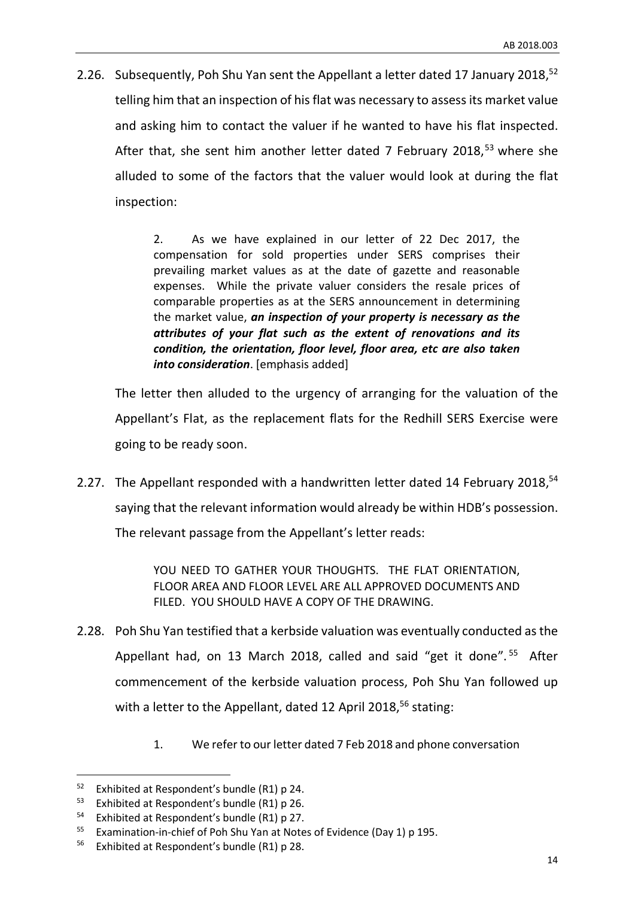2.26. Subsequently, Poh Shu Yan sent the Appellant a letter dated 17 January 2018,[52] telling him that an inspection of his flat was necessary to assess its market value and asking him to contact the valuer if he wanted to have his flat inspected. After that, she sent him another letter dated 7 February 2018,[53] where she alluded to some of the factors that the valuer would look at during the flat inspection:

> 2. As we have explained in our letter of 22 Dec 2017, the compensation for sold properties under SERS comprises their prevailing market values as at the date of gazette and reasonable expenses. While the private valuer considers the resale prices of comparable properties as at the SERS announcement in determining the market value, ***an inspection of your property is necessary as the attributes of your flat such as the extent of renovations and its condition, the orientation, floor level, floor area, etc are also taken into consideration***. [emphasis added]

The letter then alluded to the urgency of arranging for the valuation of the Appellant's Flat, as the replacement flats for the Redhill SERS Exercise were going to be ready soon.

2.27. The Appellant responded with a handwritten letter dated 14 February 2018,[54] saying that the relevant information would already be within HDB's possession. The relevant passage from the Appellant's letter reads:

> YOU NEED TO GATHER YOUR THOUGHTS. THE FLAT ORIENTATION, FLOOR AREA AND FLOOR LEVEL ARE ALL APPROVED DOCUMENTS AND FILED. YOU SHOULD HAVE A COPY OF THE DRAWING.

2.28. Poh Shu Yan testified that a kerbside valuation was eventually conducted as the Appellant had, on 13 March 2018, called and said "get it done".[55] After commencement of the kerbside valuation process, Poh Shu Yan followed up with a letter to the Appellant, dated 12 April 2018,[56] stating:

> 1. We refer to our letter dated 7 Feb 2018 and phone conversation

---

[52] Exhibited at Respondent's bundle (R1) p 24.

[53] Exhibited at Respondent's bundle (R1) p 26.

[54] Exhibited at Respondent's bundle (R1) p 27.

[55] Examination-in-chief of Poh Shu Yan at Notes of Evidence (Day 1) p 195.

[56] Exhibited at Respondent's bundle (R1) p 28.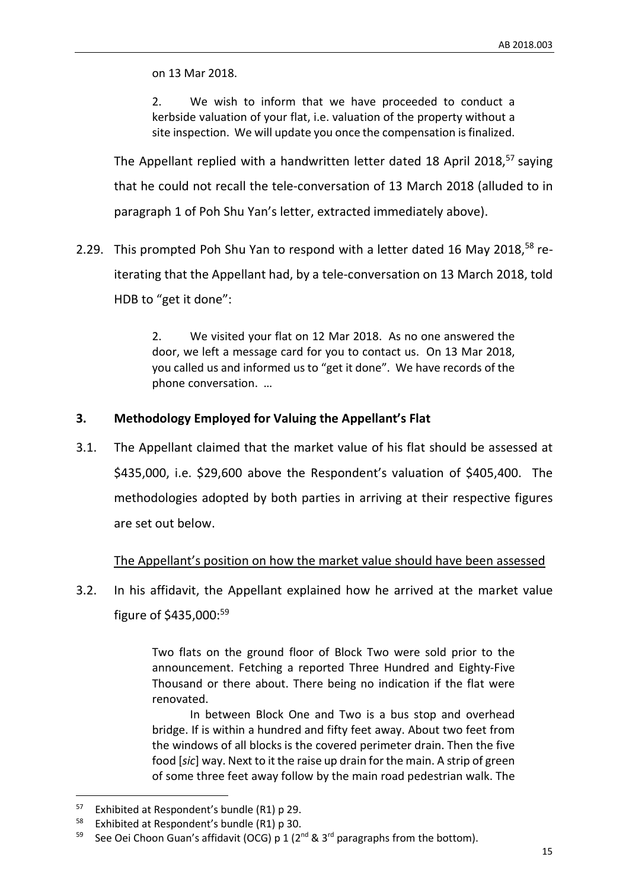on 13 Mar 2018.

> 2. We wish to inform that we have proceeded to conduct a kerbside valuation of your flat, i.e. valuation of the property without a site inspection. We will update you once the compensation is finalized.

The Appellant replied with a handwritten letter dated 18 April 2018,[57] saying that he could not recall the tele-conversation of 13 March 2018 (alluded to in paragraph 1 of Poh Shu Yan's letter, extracted immediately above).

2.29. This prompted Poh Shu Yan to respond with a letter dated 16 May 2018,[58] re-iterating that the Appellant had, by a tele-conversation on 13 March 2018, told HDB to "get it done":

> 2. We visited your flat on 12 Mar 2018. As no one answered the door, we left a message card for you to contact us. On 13 Mar 2018, you called us and informed us to "get it done". We have records of the phone conversation. …

## 3. Methodology Employed for Valuing the Appellant's Flat

3.1. The Appellant claimed that the market value of his flat should be assessed at $435,000, i.e. $29,600 above the Respondent's valuation of $405,400. The methodologies adopted by both parties in arriving at their respective figures are set out below.

<u>The Appellant's position on how the market value should have been assessed</u>

3.2. In his affidavit, the Appellant explained how he arrived at the market value figure of $435,000:[59]

> Two flats on the ground floor of Block Two were sold prior to the announcement. Fetching a reported Three Hundred and Eighty-Five Thousand or there about. There being no indication if the flat were renovated.
>
> In between Block One and Two is a bus stop and overhead bridge. If is within a hundred and fifty feet away. About two feet from the windows of all blocks is the covered perimeter drain. Then the five food [*sic*] way. Next to it the raise up drain for the main. A strip of green of some three feet away follow by the main road pedestrian walk. The

---

[57] Exhibited at Respondent's bundle (R1) p 29.

[58] Exhibited at Respondent's bundle (R1) p 30.

[59] See Oei Choon Guan's affidavit (OCG) p 1 (2nd & 3rd paragraphs from the bottom).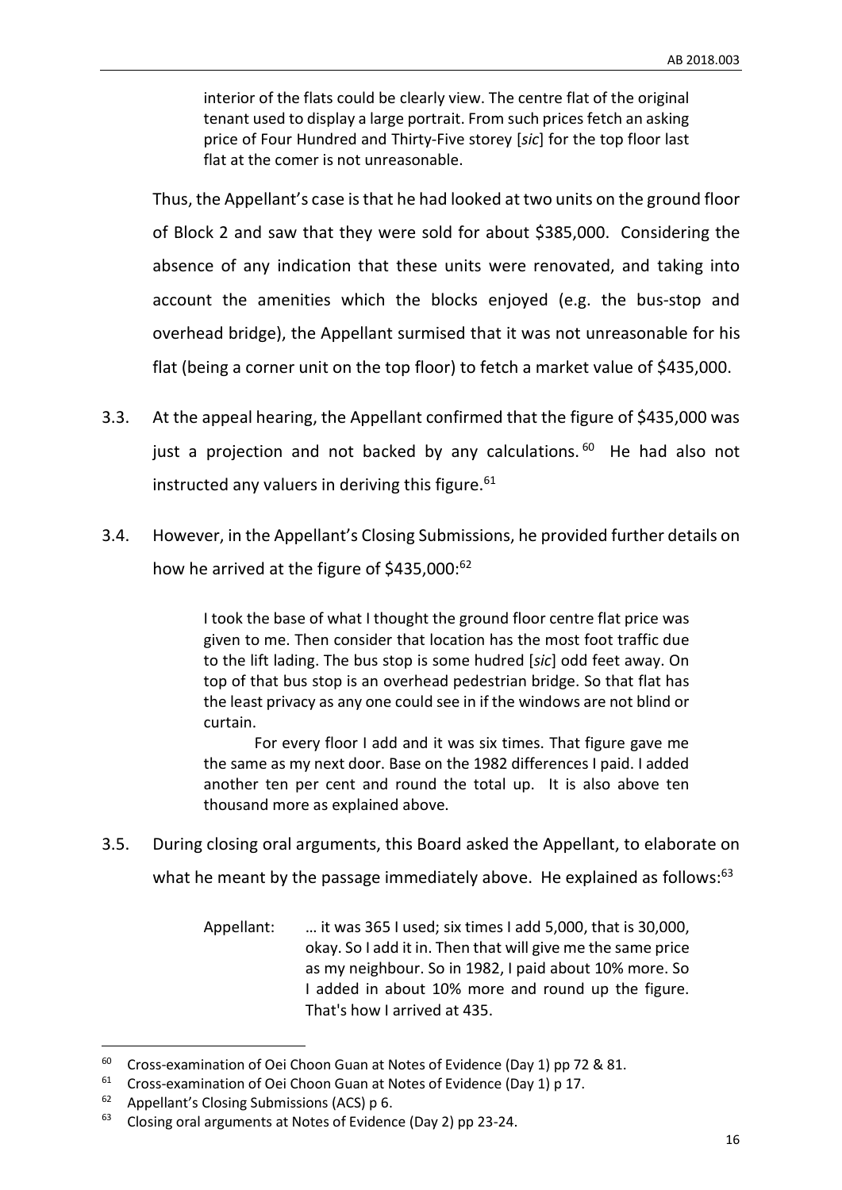> interior of the flats could be clearly view. The centre flat of the original tenant used to display a large portrait. From such prices fetch an asking price of Four Hundred and Thirty-Five storey [*sic*] for the top floor last flat at the comer is not unreasonable.

Thus, the Appellant's case is that he had looked at two units on the ground floor of Block 2 and saw that they were sold for about $385,000. Considering the absence of any indication that these units were renovated, and taking into account the amenities which the blocks enjoyed (e.g. the bus-stop and overhead bridge), the Appellant surmised that it was not unreasonable for his flat (being a corner unit on the top floor) to fetch a market value of $435,000.

3.3. At the appeal hearing, the Appellant confirmed that the figure of $435,000 was just a projection and not backed by any calculations.[60] He had also not instructed any valuers in deriving this figure.[61]

3.4. However, in the Appellant's Closing Submissions, he provided further details on how he arrived at the figure of $435,000:[62]

> I took the base of what I thought the ground floor centre flat price was given to me. Then consider that location has the most foot traffic due to the lift lading. The bus stop is some hudred [*sic*] odd feet away. On top of that bus stop is an overhead pedestrian bridge. So that flat has the least privacy as any one could see in if the windows are not blind or curtain.
>
> For every floor I add and it was six times. That figure gave me the same as my next door. Base on the 1982 differences I paid. I added another ten per cent and round the total up. It is also above ten thousand more as explained above.

3.5. During closing oral arguments, this Board asked the Appellant, to elaborate on what he meant by the passage immediately above. He explained as follows:[63]

> Appellant: … it was 365 I used; six times I add 5,000, that is 30,000, okay. So I add it in. Then that will give me the same price as my neighbour. So in 1982, I paid about 10% more. So I added in about 10% more and round up the figure. That's how I arrived at 435.

---

[60] Cross-examination of Oei Choon Guan at Notes of Evidence (Day 1) pp 72 & 81.

[61] Cross-examination of Oei Choon Guan at Notes of Evidence (Day 1) p 17.

[62] Appellant's Closing Submissions (ACS) p 6.

[63] Closing oral arguments at Notes of Evidence (Day 2) pp 23-24.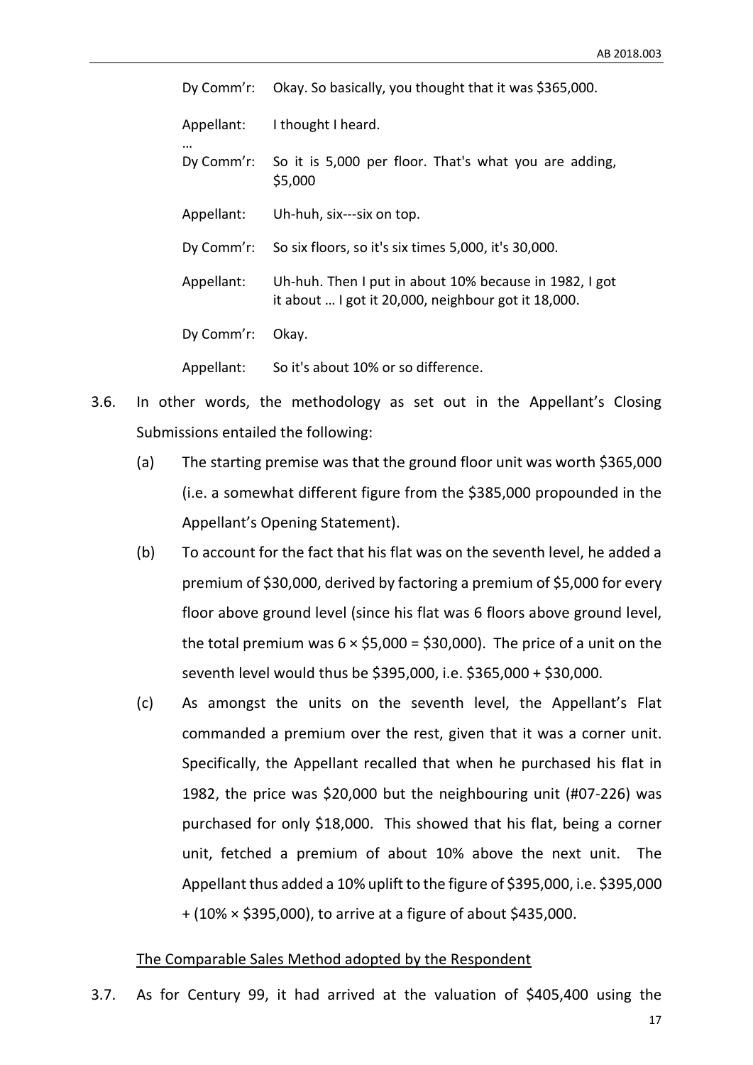| | |
|---|---|
| Dy Comm’r: | Okay. So basically, you thought that it was $365,000. |
| Appellant: | I thought I heard. |
| … | |
| Dy Comm’r: | So it is 5,000 per floor. That's what you are adding, $5,000 |
| Appellant: | Uh-huh, six---six on top. |
| Dy Comm’r: | So six floors, so it's six times 5,000, it's 30,000. |
| Appellant: | Uh-huh. Then I put in about 10% because in 1982, I got it about … I got it 20,000, neighbour got it 18,000. |
| Dy Comm’r: | Okay. |
| Appellant: | So it's about 10% or so difference. |

3.6. In other words, the methodology as set out in the Appellant’s Closing Submissions entailed the following:

(a) The starting premise was that the ground floor unit was worth $365,000 (i.e. a somewhat different figure from the $385,000 propounded in the Appellant’s Opening Statement).

(b) To account for the fact that his flat was on the seventh level, he added a premium of $30,000, derived by factoring a premium of $5,000 for every floor above ground level (since his flat was 6 floors above ground level, the total premium was 6 × $5,000 = $30,000). The price of a unit on the seventh level would thus be $395,000, i.e. $365,000 + $30,000.

(c) As amongst the units on the seventh level, the Appellant’s Flat commanded a premium over the rest, given that it was a corner unit. Specifically, the Appellant recalled that when he purchased his flat in 1982, the price was $20,000 but the neighbouring unit (#07-226) was purchased for only $18,000. This showed that his flat, being a corner unit, fetched a premium of about 10% above the next unit. The Appellant thus added a 10% uplift to the figure of $395,000, i.e. $395,000 + (10% × $395,000), to arrive at a figure of about $435,000.

The Comparable Sales Method adopted by the Respondent

3.7. As for Century 99, it had arrived at the valuation of $405,400 using the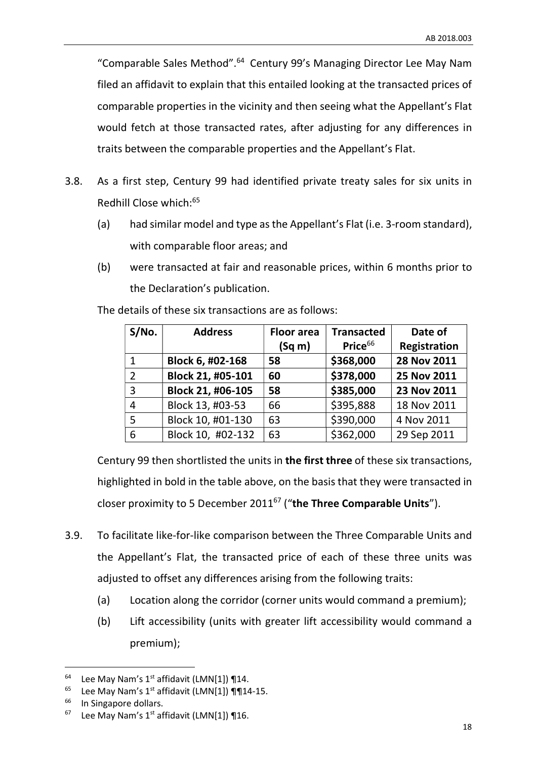"Comparable Sales Method".[64] Century 99's Managing Director Lee May Nam filed an affidavit to explain that this entailed looking at the transacted prices of comparable properties in the vicinity and then seeing what the Appellant's Flat would fetch at those transacted rates, after adjusting for any differences in traits between the comparable properties and the Appellant's Flat.

3.8. As a first step, Century 99 had identified private treaty sales for six units in Redhill Close which:[65]

(a) had similar model and type as the Appellant's Flat (i.e. 3-room standard), with comparable floor areas; and

(b) were transacted at fair and reasonable prices, within 6 months prior to the Declaration's publication.

The details of these six transactions are as follows:

| S/No. | Address | Floor area (Sq m) | Transacted Price[66] | Date of Registration |
|---|---|---|---|---|
| 1 | **Block 6, #02-168** | **58** | **$368,000** | **28 Nov 2011** |
| 2 | **Block 21, #05-101** | **60** | **$378,000** | **25 Nov 2011** |
| 3 | **Block 21, #06-105** | **58** | **$385,000** | **23 Nov 2011** |
| 4 | Block 13, #03-53 | 66 | $395,888 | 18 Nov 2011 |
| 5 | Block 10, #01-130 | 63 | $390,000 | 4 Nov 2011 |
| 6 | Block 10, #02-132 | 63 | $362,000 | 29 Sep 2011 |

Century 99 then shortlisted the units in **the first three** of these six transactions, highlighted in bold in the table above, on the basis that they were transacted in closer proximity to 5 December 2011[67] ("**the Three Comparable Units**").

3.9. To facilitate like-for-like comparison between the Three Comparable Units and the Appellant's Flat, the transacted price of each of these three units was adjusted to offset any differences arising from the following traits:

(a) Location along the corridor (corner units would command a premium);

(b) Lift accessibility (units with greater lift accessibility would command a premium);

---

[64] Lee May Nam's 1st affidavit (LMN[1]) ¶14.

[65] Lee May Nam's 1st affidavit (LMN[1]) ¶¶14-15.

[66] In Singapore dollars.

[67] Lee May Nam's 1st affidavit (LMN[1]) ¶16.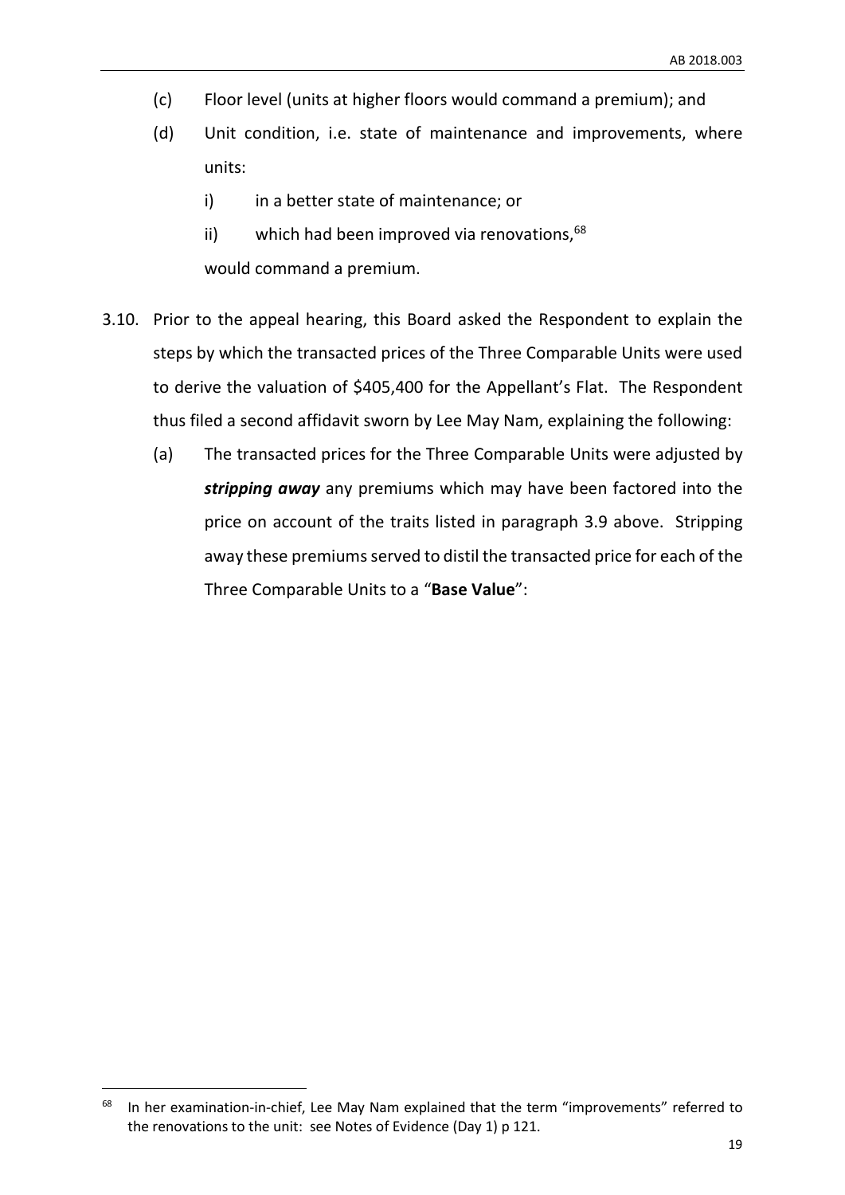(c) Floor level (units at higher floors would command a premium); and

(d) Unit condition, i.e. state of maintenance and improvements, where units:

  i) in a better state of maintenance; or

  ii) which had been improved via renovations,[68]

  would command a premium.

3.10. Prior to the appeal hearing, this Board asked the Respondent to explain the steps by which the transacted prices of the Three Comparable Units were used to derive the valuation of $405,400 for the Appellant's Flat. The Respondent thus filed a second affidavit sworn by Lee May Nam, explaining the following:

(a) The transacted prices for the Three Comparable Units were adjusted by ***stripping away*** any premiums which may have been factored into the price on account of the traits listed in paragraph 3.9 above. Stripping away these premiums served to distil the transacted price for each of the Three Comparable Units to a "**Base Value**":

---

[68] In her examination-in-chief, Lee May Nam explained that the term "improvements" referred to the renovations to the unit: see Notes of Evidence (Day 1) p 121.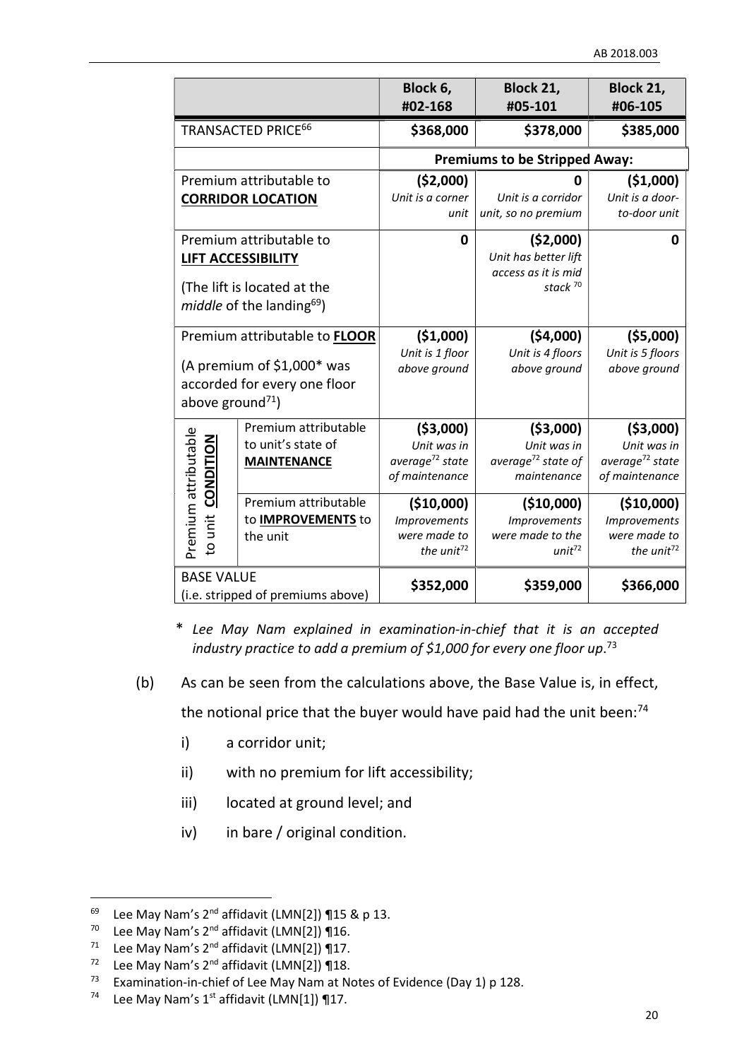| | | Block 6, #02-168 | Block 21, #05-101 | Block 21, #06-105 |
|---|---|---|---|---|
| TRANSACTED PRICE[66] | | **$368,000** | **$378,000** | **$385,000** |
| | | **Premiums to be Stripped Away:** | | |
| Premium attributable to **CORRIDOR LOCATION** | | **($2,000)** *Unit is a corner unit* | **0** *Unit is a corridor unit, so no premium* | **($1,000)** *Unit is a door-to-door unit* |
| Premium attributable to **LIFT ACCESSIBILITY** (The lift is located at the *middle* of the landing[69]) | | **0** | **($2,000)** *Unit has better lift access as it is mid stack*[70] | **0** |
| Premium attributable to **FLOOR** (A premium of $1,000* was accorded for every one floor above ground[71]) | | **($1,000)** *Unit is 1 floor above ground* | **($4,000)** *Unit is 4 floors above ground* | **($5,000)** *Unit is 5 floors above ground* |
| Premium attributable to unit **CONDITION** | Premium attributable to unit's state of **MAINTENANCE** | **($3,000)** *Unit was in average*[72] *state of maintenance* | **($3,000)** *Unit was in average*[72] *state of maintenance* | **($3,000)** *Unit was in average*[72] *state of maintenance* |
| | Premium attributable to **IMPROVEMENTS** to the unit | **($10,000)** *Improvements were made to the unit*[72] | **($10,000)** *Improvements were made to the unit*[72] | **($10,000)** *Improvements were made to the unit*[72] |
| BASE VALUE (i.e. stripped of premiums above) | | **$352,000** | **$359,000** | **$366,000** |

\* *Lee May Nam explained in examination-in-chief that it is an accepted industry practice to add a premium of $1,000 for every one floor up.*[73]

(b) As can be seen from the calculations above, the Base Value is, in effect, the notional price that the buyer would have paid had the unit been:[74]

i) a corridor unit;

ii) with no premium for lift accessibility;

iii) located at ground level; and

iv) in bare / original condition.

---

[69] Lee May Nam's 2nd affidavit (LMN[2]) ¶15 & p 13.

[70] Lee May Nam's 2nd affidavit (LMN[2]) ¶16.

[71] Lee May Nam's 2nd affidavit (LMN[2]) ¶17.

[72] Lee May Nam's 2nd affidavit (LMN[2]) ¶18.

[73] Examination-in-chief of Lee May Nam at Notes of Evidence (Day 1) p 128.

[74] Lee May Nam's 1st affidavit (LMN[1]) ¶17.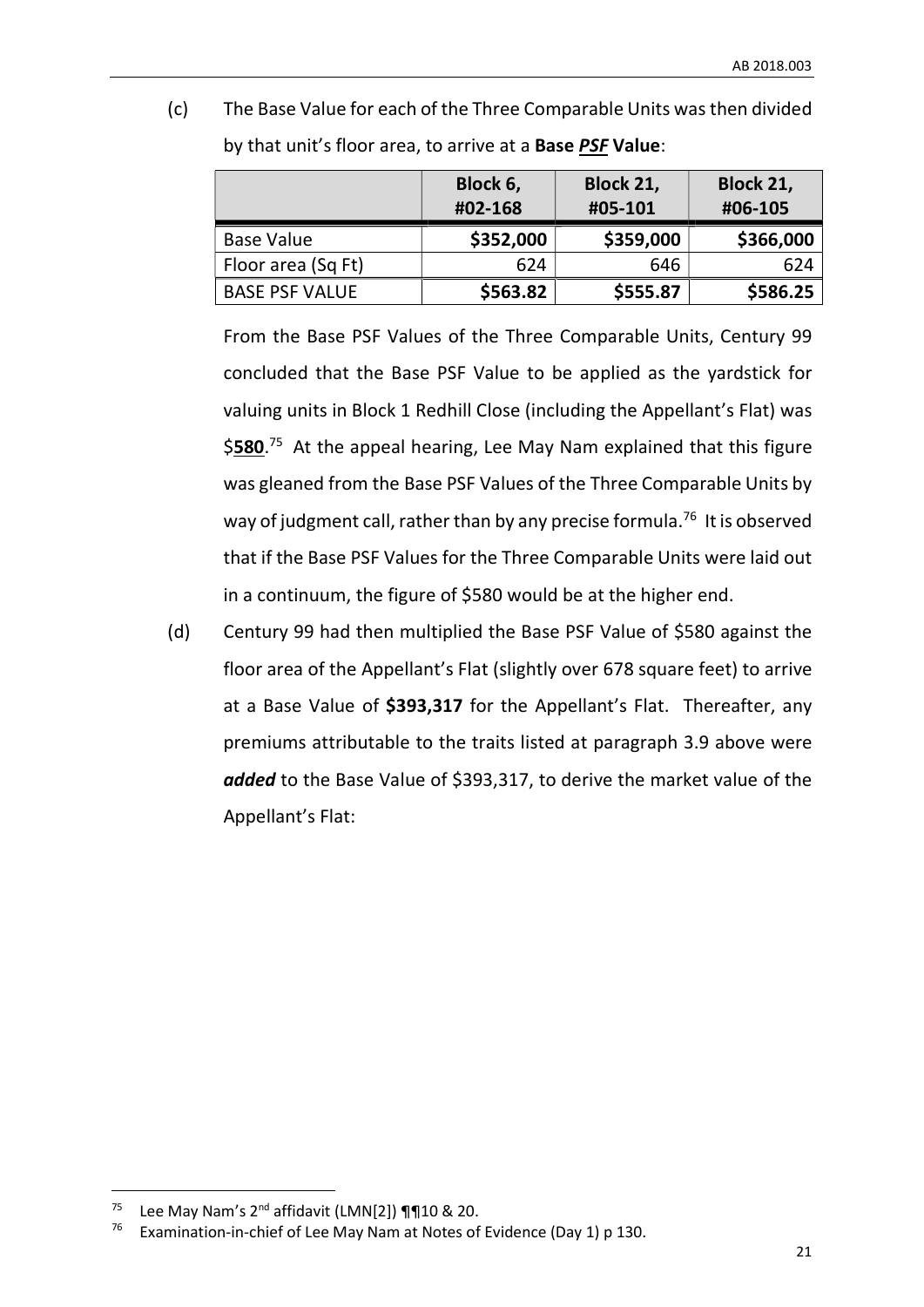(c) The Base Value for each of the Three Comparable Units was then divided by that unit's floor area, to arrive at a **Base *PSF* Value**:

| | **Block 6, #02-168** | **Block 21, #05-101** | **Block 21, #06-105** |
|---|---|---|---|
| Base Value | **$352,000** | **$359,000** | **$366,000** |
| Floor area (Sq Ft) | 624 | 646 | 624 |
| BASE PSF VALUE | **$563.82** | **$555.87** | **$586.25** |

From the Base PSF Values of the Three Comparable Units, Century 99 concluded that the Base PSF Value to be applied as the yardstick for valuing units in Block 1 Redhill Close (including the Appellant's Flat) was $**580**.[75] At the appeal hearing, Lee May Nam explained that this figure was gleaned from the Base PSF Values of the Three Comparable Units by way of judgment call, rather than by any precise formula.[76] It is observed that if the Base PSF Values for the Three Comparable Units were laid out in a continuum, the figure of $580 would be at the higher end.

(d) Century 99 had then multiplied the Base PSF Value of $580 against the floor area of the Appellant's Flat (slightly over 678 square feet) to arrive at a Base Value of **$393,317** for the Appellant's Flat. Thereafter, any premiums attributable to the traits listed at paragraph 3.9 above were ***added*** to the Base Value of $393,317, to derive the market value of the Appellant's Flat:

---

[75] Lee May Nam's 2nd affidavit (LMN[2]) ¶¶10 & 20.

[76] Examination-in-chief of Lee May Nam at Notes of Evidence (Day 1) p 130.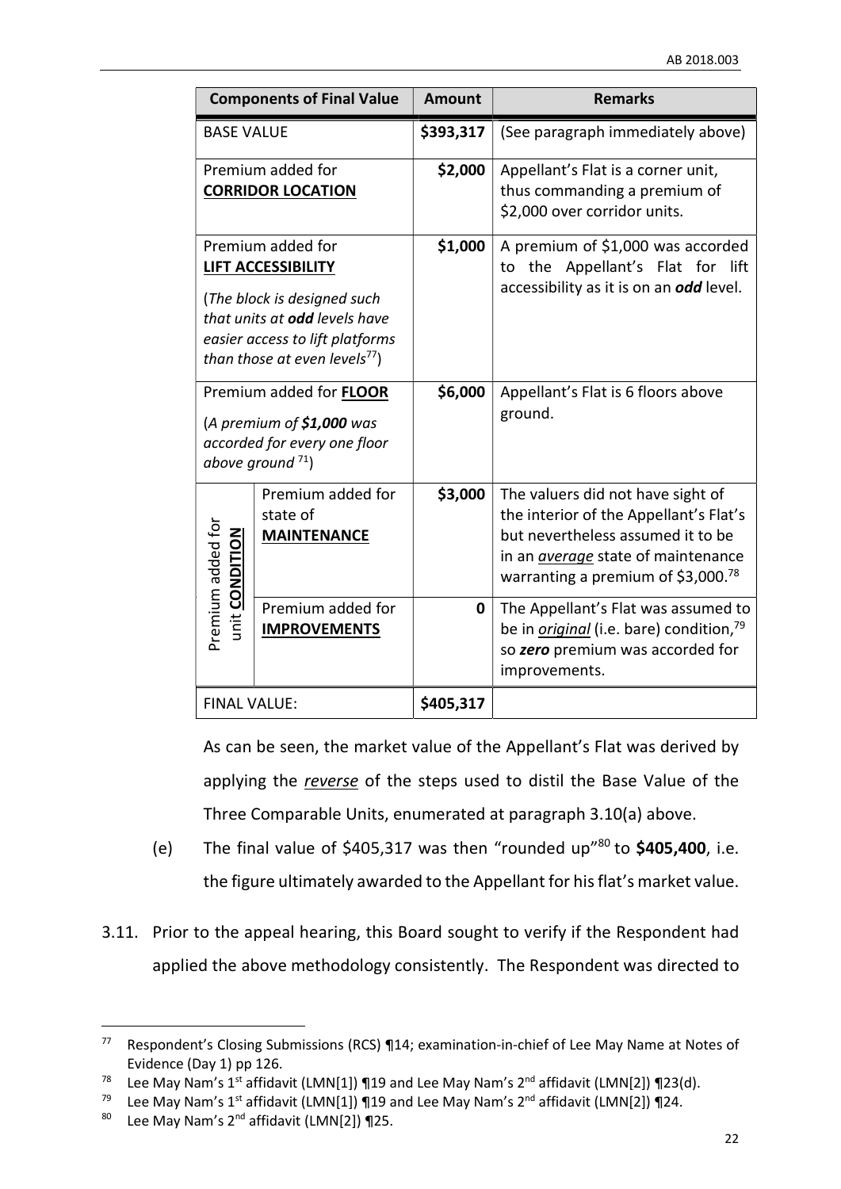| Components of Final Value | | Amount | Remarks |
|---|---|---|---|
| BASE VALUE | | **$393,317** | (See paragraph immediately above) |
| Premium added for **CORRIDOR LOCATION** | | **$2,000** | Appellant's Flat is a corner unit, thus commanding a premium of $2,000 over corridor units. |
| Premium added for **LIFT ACCESSIBILITY** (*The block is designed such that units at **odd** levels have easier access to lift platforms than those at even levels*[77]) | | **$1,000** | A premium of $1,000 was accorded to the Appellant's Flat for lift accessibility as it is on an ***odd*** level. |
| Premium added for **FLOOR** (*A premium of **$1,000** was accorded for every one floor above ground* [71]) | | **$6,000** | Appellant's Flat is 6 floors above ground. |
| Premium added for unit **CONDITION** | Premium added for state of **MAINTENANCE** | **$3,000** | The valuers did not have sight of the interior of the Appellant's Flat but nevertheless assumed it to be in an *average* state of maintenance warranting a premium of $3,000.[78] |
| | Premium added for **IMPROVEMENTS** | **0** | The Appellant's Flat was assumed to be in *original* (i.e. bare) condition,[79] so ***zero*** premium was accorded for improvements. |
| FINAL VALUE: | | **$405,317** | |

As can be seen, the market value of the Appellant's Flat was derived by applying the *reverse* of the steps used to distil the Base Value of the Three Comparable Units, enumerated at paragraph 3.10(a) above.

(e) The final value of $405,317 was then "rounded up"[80] to **$405,400**, i.e. the figure ultimately awarded to the Appellant for his flat's market value.

3.11. Prior to the appeal hearing, this Board sought to verify if the Respondent had applied the above methodology consistently. The Respondent was directed to

---

[77] Respondent's Closing Submissions (RCS) ¶14; examination-in-chief of Lee May Name at Notes of Evidence (Day 1) pp 126.

[78] Lee May Nam's 1st affidavit (LMN[1]) ¶19 and Lee May Nam's 2nd affidavit (LMN[2]) ¶23(d).

[79] Lee May Nam's 1st affidavit (LMN[1]) ¶19 and Lee May Nam's 2nd affidavit (LMN[2]) ¶24.

[80] Lee May Nam's 2nd affidavit (LMN[2]) ¶25.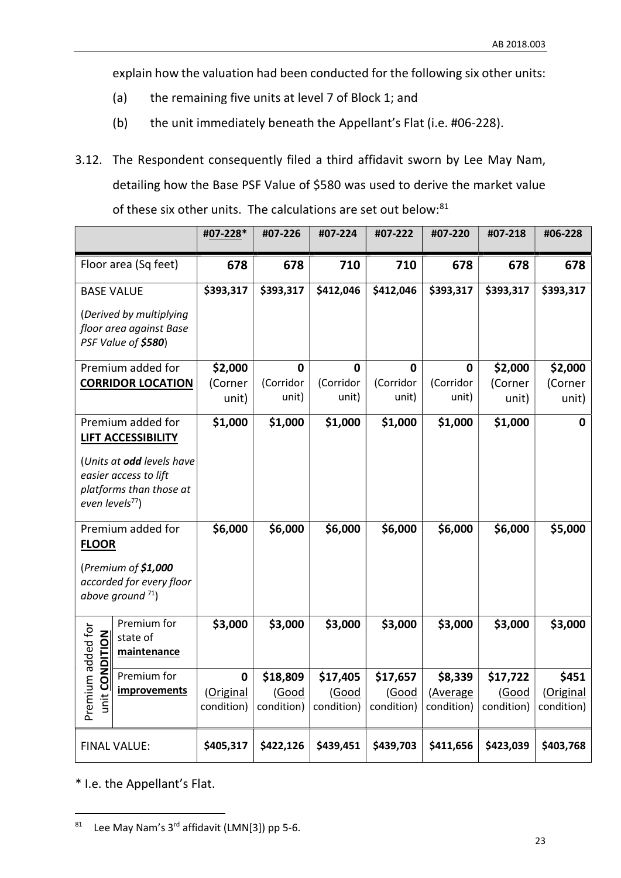explain how the valuation had been conducted for the following six other units:

(a) the remaining five units at level 7 of Block 1; and

(b) the unit immediately beneath the Appellant's Flat (i.e. #06-228).

3.12. The Respondent consequently filed a third affidavit sworn by Lee May Nam, detailing how the Base PSF Value of $580 was used to derive the market value of these six other units. The calculations are set out below:[81]

| | | #<u>07-228</u>* | #07-226 | #07-224 | #07-222 | #07-220 | #07-218 | #06-228 |
|---|---|---|---|---|---|---|---|---|
| Floor area (Sq feet) | | **678** | **678** | **710** | **710** | **678** | **678** | **678** |
| BASE VALUE<br>(*Derived by multiplying floor area against Base PSF Value of **$580***) | | **$393,317** | **$393,317** | **$412,046** | **$412,046** | **$393,317** | **$393,317** | **$393,317** |
| Premium added for <u>**CORRIDOR LOCATION**</u> | | **$2,000** (Corner unit) | **0** (Corridor unit) | **0** (Corridor unit) | **0** (Corridor unit) | **0** (Corridor unit) | **$2,000** (Corner unit) | **$2,000** (Corner unit) |
| Premium added for <u>**LIFT ACCESSIBILITY**</u><br>(*Units at **odd** levels have easier access to lift platforms than those at even levels*[77]) | | **$1,000** | **$1,000** | **$1,000** | **$1,000** | **$1,000** | **$1,000** | **0** |
| Premium added for <u>**FLOOR**</u><br>(*Premium of **$1,000** accorded for every floor above ground*[71]) | | **$6,000** | **$6,000** | **$6,000** | **$6,000** | **$6,000** | **$6,000** | **$5,000** |
| Premium added for unit **CONDITION** | Premium for state of <u>**maintenance**</u> | **$3,000** | **$3,000** | **$3,000** | **$3,000** | **$3,000** | **$3,000** | **$3,000** |
| | Premium for <u>**improvements**</u> | **0** (<u>Original</u> condition) | **$18,809** (<u>Good</u> condition) | **$17,405** (<u>Good</u> condition) | **$17,657** (<u>Good</u> condition) | **$8,339** (<u>Average</u> condition) | **$17,722** (<u>Good</u> condition) | **$451** (<u>Original</u> condition) |
| FINAL VALUE: | | **$405,317** | **$422,126** | **$439,451** | **$439,703** | **$411,656** | **$423,039** | **$403,768** |

\* I.e. the Appellant's Flat.

[81] Lee May Nam's 3rd affidavit (LMN[3]) pp 5-6.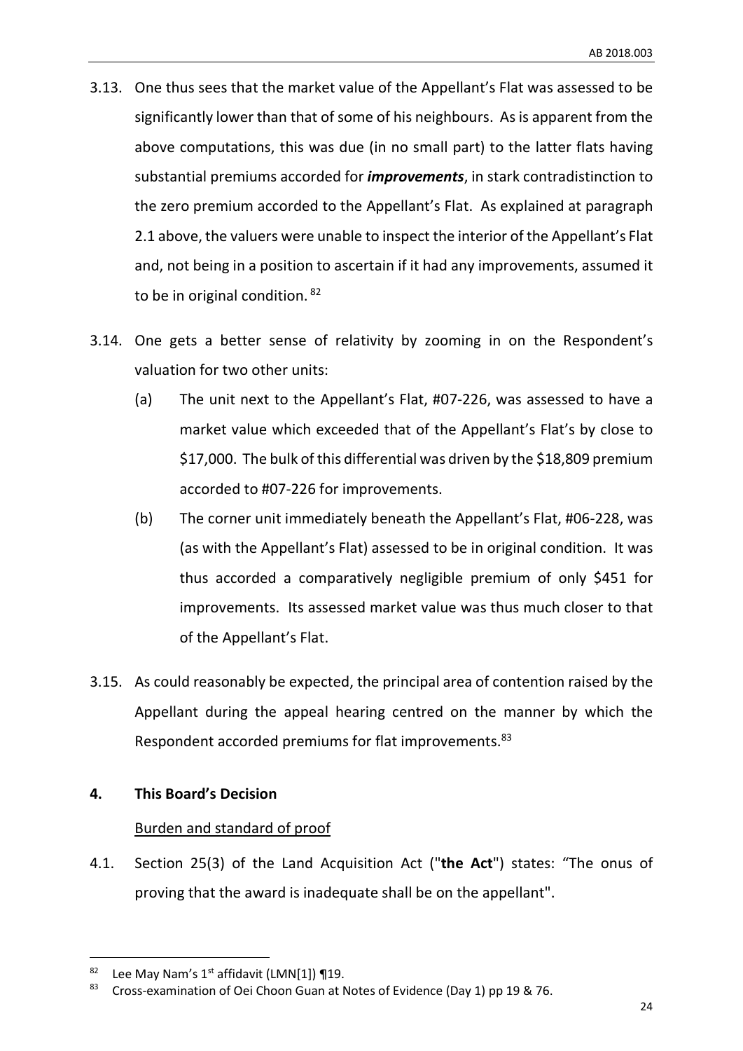3.13. One thus sees that the market value of the Appellant's Flat was assessed to be significantly lower than that of some of his neighbours. As is apparent from the above computations, this was due (in no small part) to the latter flats having substantial premiums accorded for ***improvements***, in stark contradistinction to the zero premium accorded to the Appellant's Flat. As explained at paragraph 2.1 above, the valuers were unable to inspect the interior of the Appellant's Flat and, not being in a position to ascertain if it had any improvements, assumed it to be in original condition.[82]

3.14. One gets a better sense of relativity by zooming in on the Respondent's valuation for two other units:

(a) The unit next to the Appellant's Flat, #07-226, was assessed to have a market value which exceeded that of the Appellant's Flat's by close to $17,000. The bulk of this differential was driven by the $18,809 premium accorded to #07-226 for improvements.

(b) The corner unit immediately beneath the Appellant's Flat, #06-228, was (as with the Appellant's Flat) assessed to be in original condition. It was thus accorded a comparatively negligible premium of only $451 for improvements. Its assessed market value was thus much closer to that of the Appellant's Flat.

3.15. As could reasonably be expected, the principal area of contention raised by the Appellant during the appeal hearing centred on the manner by which the Respondent accorded premiums for flat improvements.[83]

## 4. This Board's Decision

Burden and standard of proof

4.1. Section 25(3) of the Land Acquisition Act ("**the Act**") states: "The onus of proving that the award is inadequate shall be on the appellant".

---

[82] Lee May Nam's 1st affidavit (LMN[1]) ¶19.

[83] Cross-examination of Oei Choon Guan at Notes of Evidence (Day 1) pp 19 & 76.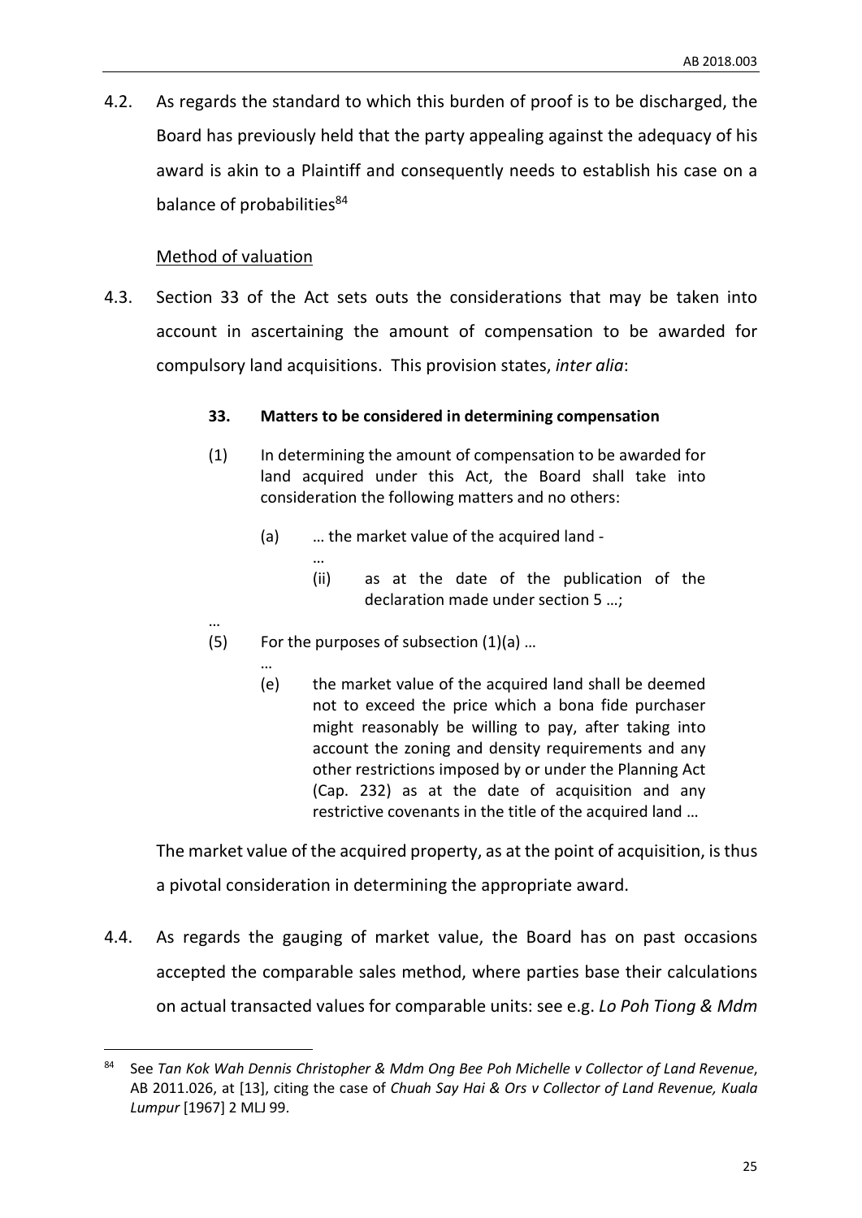4.2. As regards the standard to which this burden of proof is to be discharged, the Board has previously held that the party appealing against the adequacy of his award is akin to a Plaintiff and consequently needs to establish his case on a balance of probabilities[84]

Method of valuation

4.3. Section 33 of the Act sets outs the considerations that may be taken into account in ascertaining the amount of compensation to be awarded for compulsory land acquisitions. This provision states, *inter alia*:

> **33. Matters to be considered in determining compensation**
>
> (1) In determining the amount of compensation to be awarded for land acquired under this Act, the Board shall take into consideration the following matters and no others:
>
> (a) … the market value of the acquired land -
>
> …
>
> (ii) as at the date of the publication of the declaration made under section 5 …;
>
> …
>
> (5) For the purposes of subsection (1)(a) …
>
> …
>
> (e) the market value of the acquired land shall be deemed not to exceed the price which a bona fide purchaser might reasonably be willing to pay, after taking into account the zoning and density requirements and any other restrictions imposed by or under the Planning Act (Cap. 232) as at the date of acquisition and any restrictive covenants in the title of the acquired land …

The market value of the acquired property, as at the point of acquisition, is thus a pivotal consideration in determining the appropriate award.

4.4. As regards the gauging of market value, the Board has on past occasions accepted the comparable sales method, where parties base their calculations on actual transacted values for comparable units: see e.g. *Lo Poh Tiong & Mdm*

---

[84] See *Tan Kok Wah Dennis Christopher & Mdm Ong Bee Poh Michelle v Collector of Land Revenue*, AB 2011.026, at [13], citing the case of *Chuah Say Hai & Ors v Collector of Land Revenue, Kuala Lumpur* [1967] 2 MLJ 99.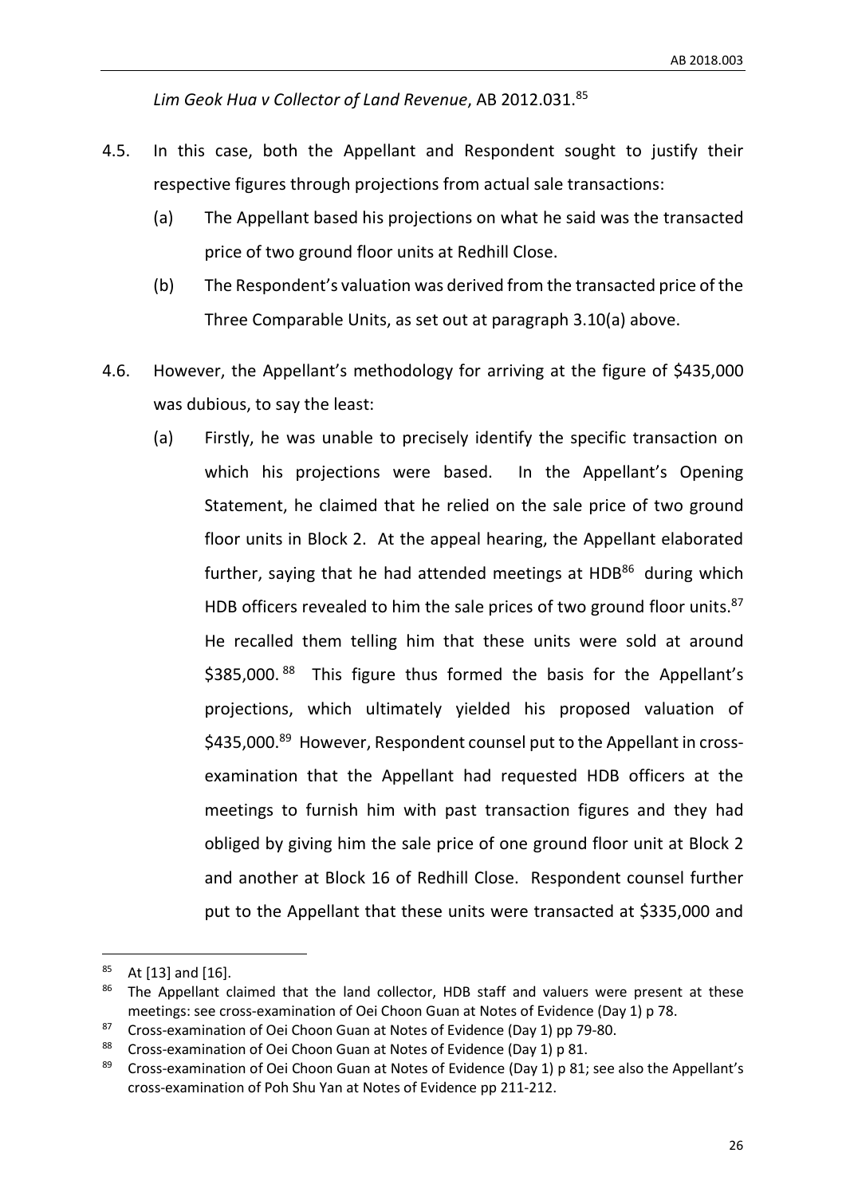*Lim Geok Hua v Collector of Land Revenue*, AB 2012.031.[85]

4.5. In this case, both the Appellant and Respondent sought to justify their respective figures through projections from actual sale transactions:

(a) The Appellant based his projections on what he said was the transacted price of two ground floor units at Redhill Close.

(b) The Respondent's valuation was derived from the transacted price of the Three Comparable Units, as set out at paragraph 3.10(a) above.

4.6. However, the Appellant's methodology for arriving at the figure of $435,000 was dubious, to say the least:

(a) Firstly, he was unable to precisely identify the specific transaction on which his projections were based. In the Appellant's Opening Statement, he claimed that he relied on the sale price of two ground floor units in Block 2. At the appeal hearing, the Appellant elaborated further, saying that he had attended meetings at HDB[86] during which HDB officers revealed to him the sale prices of two ground floor units.[87] He recalled them telling him that these units were sold at around $385,000.[88] This figure thus formed the basis for the Appellant's projections, which ultimately yielded his proposed valuation of $435,000.[89] However, Respondent counsel put to the Appellant in cross-examination that the Appellant had requested HDB officers at the meetings to furnish him with past transaction figures and they had obliged by giving him the sale price of one ground floor unit at Block 2 and another at Block 16 of Redhill Close. Respondent counsel further put to the Appellant that these units were transacted at $335,000 and

---

[85] At [13] and [16].

[86] The Appellant claimed that the land collector, HDB staff and valuers were present at these meetings: see cross-examination of Oei Choon Guan at Notes of Evidence (Day 1) p 78.

[87] Cross-examination of Oei Choon Guan at Notes of Evidence (Day 1) pp 79-80.

[88] Cross-examination of Oei Choon Guan at Notes of Evidence (Day 1) p 81.

[89] Cross-examination of Oei Choon Guan at Notes of Evidence (Day 1) p 81; see also the Appellant's cross-examination of Poh Shu Yan at Notes of Evidence pp 211-212.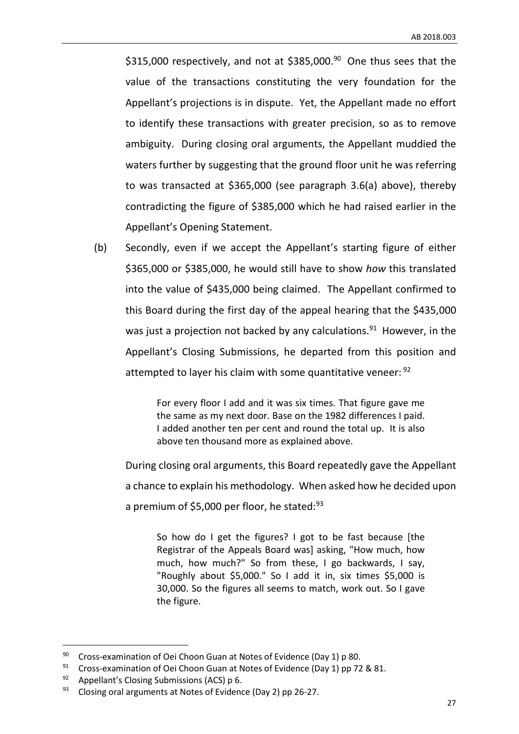$315,000 respectively, and not at $385,000.[90] One thus sees that the value of the transactions constituting the very foundation for the Appellant's projections is in dispute. Yet, the Appellant made no effort to identify these transactions with greater precision, so as to remove ambiguity. During closing oral arguments, the Appellant muddied the waters further by suggesting that the ground floor unit he was referring to was transacted at $365,000 (see paragraph 3.6(a) above), thereby contradicting the figure of $385,000 which he had raised earlier in the Appellant's Opening Statement.

(b) Secondly, even if we accept the Appellant's starting figure of either $365,000 or $385,000, he would still have to show *how* this translated into the value of $435,000 being claimed. The Appellant confirmed to this Board during the first day of the appeal hearing that the $435,000 was just a projection not backed by any calculations.[91] However, in the Appellant's Closing Submissions, he departed from this position and attempted to layer his claim with some quantitative veneer: [92]

> For every floor I add and it was six times. That figure gave me the same as my next door. Base on the 1982 differences I paid. I added another ten per cent and round the total up. It is also above ten thousand more as explained above.

During closing oral arguments, this Board repeatedly gave the Appellant a chance to explain his methodology. When asked how he decided upon a premium of $5,000 per floor, he stated:[93]

> So how do I get the figures? I got to be fast because [the Registrar of the Appeals Board was] asking, "How much, how much, how much?" So from these, I go backwards, I say, "Roughly about $5,000." So I add it in, six times $5,000 is 30,000. So the figures all seems to match, work out. So I gave the figure.

---

[90] Cross-examination of Oei Choon Guan at Notes of Evidence (Day 1) p 80.

[91] Cross-examination of Oei Choon Guan at Notes of Evidence (Day 1) pp 72 & 81.

[92] Appellant's Closing Submissions (ACS) p 6.

[93] Closing oral arguments at Notes of Evidence (Day 2) pp 26-27.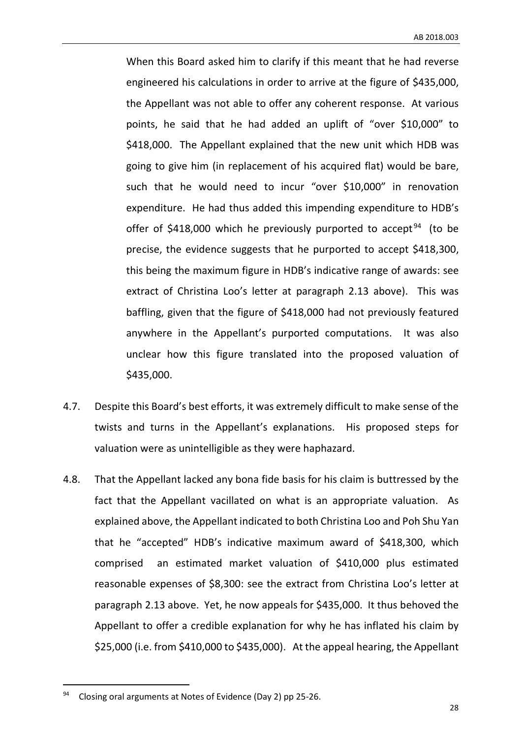When this Board asked him to clarify if this meant that he had reverse engineered his calculations in order to arrive at the figure of $435,000, the Appellant was not able to offer any coherent response. At various points, he said that he had added an uplift of "over $10,000" to $418,000. The Appellant explained that the new unit which HDB was going to give him (in replacement of his acquired flat) would be bare, such that he would need to incur "over $10,000" in renovation expenditure. He had thus added this impending expenditure to HDB's offer of $418,000 which he previously purported to accept[94] (to be precise, the evidence suggests that he purported to accept $418,300, this being the maximum figure in HDB's indicative range of awards: see extract of Christina Loo's letter at paragraph 2.13 above). This was baffling, given that the figure of $418,000 had not previously featured anywhere in the Appellant's purported computations. It was also unclear how this figure translated into the proposed valuation of $435,000.

4.7. Despite this Board's best efforts, it was extremely difficult to make sense of the twists and turns in the Appellant's explanations. His proposed steps for valuation were as unintelligible as they were haphazard.

4.8. That the Appellant lacked any bona fide basis for his claim is buttressed by the fact that the Appellant vacillated on what is an appropriate valuation. As explained above, the Appellant indicated to both Christina Loo and Poh Shu Yan that he "accepted" HDB's indicative maximum award of $418,300, which comprised an estimated market valuation of $410,000 plus estimated reasonable expenses of $8,300: see the extract from Christina Loo's letter at paragraph 2.13 above. Yet, he now appeals for $435,000. It thus behoved the Appellant to offer a credible explanation for why he has inflated his claim by $25,000 (i.e. from $410,000 to $435,000). At the appeal hearing, the Appellant

[94] Closing oral arguments at Notes of Evidence (Day 2) pp 25-26.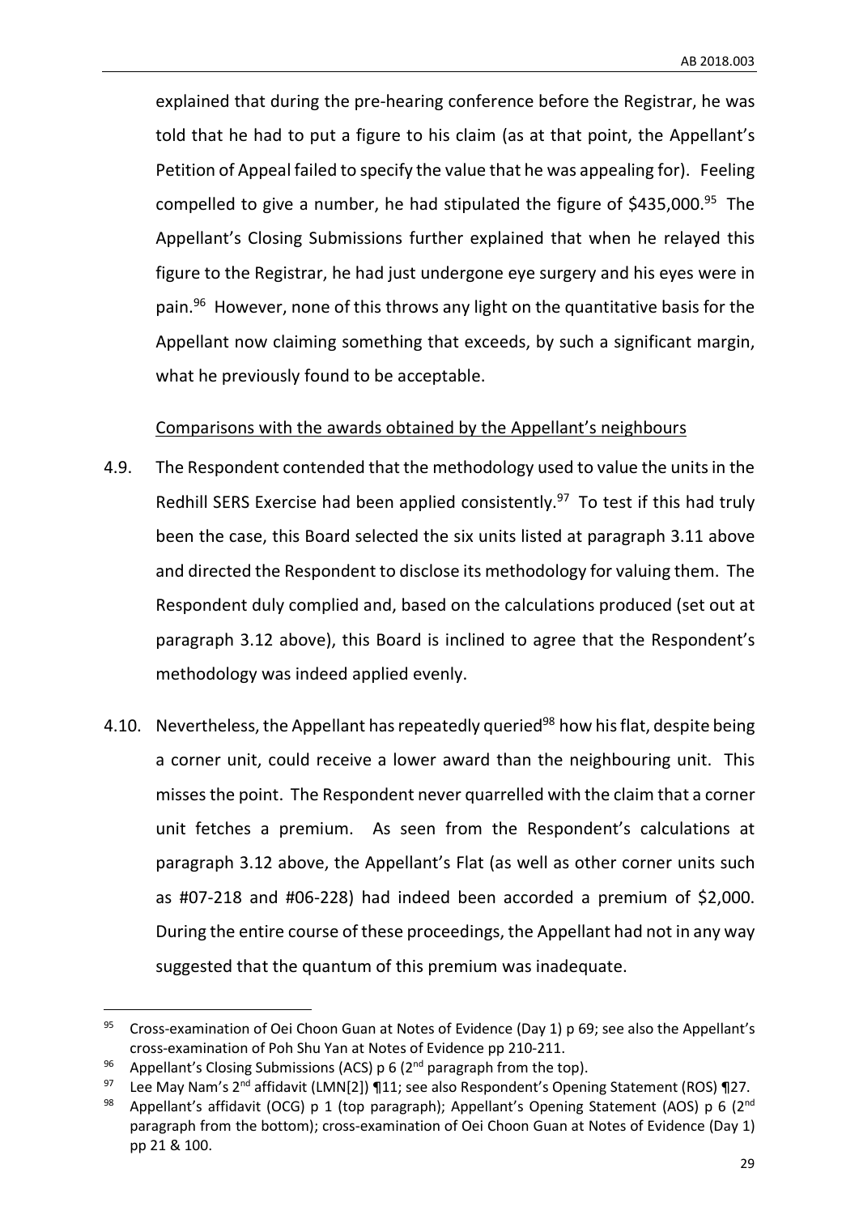explained that during the pre-hearing conference before the Registrar, he was told that he had to put a figure to his claim (as at that point, the Appellant's Petition of Appeal failed to specify the value that he was appealing for). Feeling compelled to give a number, he had stipulated the figure of $435,000.[95] The Appellant's Closing Submissions further explained that when he relayed this figure to the Registrar, he had just undergone eye surgery and his eyes were in pain.[96] However, none of this throws any light on the quantitative basis for the Appellant now claiming something that exceeds, by such a significant margin, what he previously found to be acceptable.

<u>Comparisons with the awards obtained by the Appellant's neighbours</u>

4.9. The Respondent contended that the methodology used to value the units in the Redhill SERS Exercise had been applied consistently.[97] To test if this had truly been the case, this Board selected the six units listed at paragraph 3.11 above and directed the Respondent to disclose its methodology for valuing them. The Respondent duly complied and, based on the calculations produced (set out at paragraph 3.12 above), this Board is inclined to agree that the Respondent's methodology was indeed applied evenly.

4.10. Nevertheless, the Appellant has repeatedly queried[98] how his flat, despite being a corner unit, could receive a lower award than the neighbouring unit. This misses the point. The Respondent never quarrelled with the claim that a corner unit fetches a premium. As seen from the Respondent's calculations at paragraph 3.12 above, the Appellant's Flat (as well as other corner units such as #07-218 and #06-228) had indeed been accorded a premium of $2,000. During the entire course of these proceedings, the Appellant had not in any way suggested that the quantum of this premium was inadequate.

---

[95] Cross-examination of Oei Choon Guan at Notes of Evidence (Day 1) p 69; see also the Appellant's cross-examination of Poh Shu Yan at Notes of Evidence pp 210-211.

[96] Appellant's Closing Submissions (ACS) p 6 (2nd paragraph from the top).

[97] Lee May Nam's 2nd affidavit (LMN[2]) ¶11; see also Respondent's Opening Statement (ROS) ¶27.

[98] Appellant's affidavit (OCG) p 1 (top paragraph); Appellant's Opening Statement (AOS) p 6 (2nd paragraph from the bottom); cross-examination of Oei Choon Guan at Notes of Evidence (Day 1) pp 21 & 100.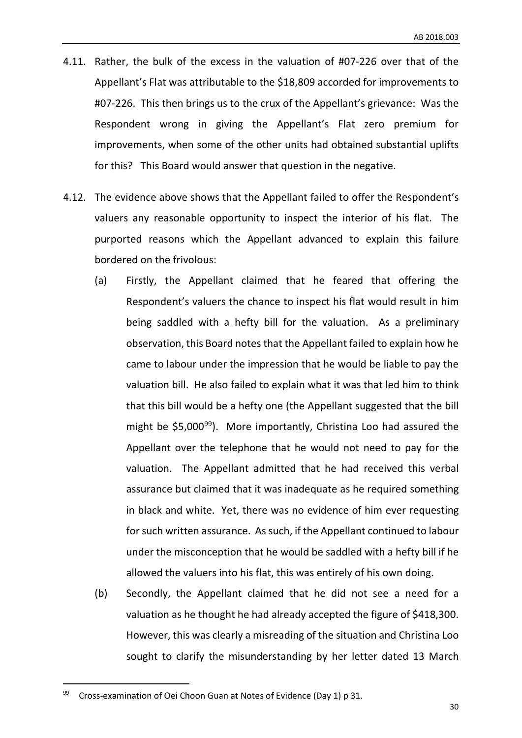4.11. Rather, the bulk of the excess in the valuation of #07-226 over that of the Appellant's Flat was attributable to the $18,809 accorded for improvements to #07-226. This then brings us to the crux of the Appellant's grievance: Was the Respondent wrong in giving the Appellant's Flat zero premium for improvements, when some of the other units had obtained substantial uplifts for this? This Board would answer that question in the negative.

4.12. The evidence above shows that the Appellant failed to offer the Respondent's valuers any reasonable opportunity to inspect the interior of his flat. The purported reasons which the Appellant advanced to explain this failure bordered on the frivolous:

(a) Firstly, the Appellant claimed that he feared that offering the Respondent's valuers the chance to inspect his flat would result in him being saddled with a hefty bill for the valuation. As a preliminary observation, this Board notes that the Appellant failed to explain how he came to labour under the impression that he would be liable to pay the valuation bill. He also failed to explain what it was that led him to think that this bill would be a hefty one (the Appellant suggested that the bill might be $5,000[99]). More importantly, Christina Loo had assured the Appellant over the telephone that he would not need to pay for the valuation. The Appellant admitted that he had received this verbal assurance but claimed that it was inadequate as he required something in black and white. Yet, there was no evidence of him ever requesting for such written assurance. As such, if the Appellant continued to labour under the misconception that he would be saddled with a hefty bill if he allowed the valuers into his flat, this was entirely of his own doing.

(b) Secondly, the Appellant claimed that he did not see a need for a valuation as he thought he had already accepted the figure of $418,300. However, this was clearly a misreading of the situation and Christina Loo sought to clarify the misunderstanding by her letter dated 13 March

---

[99] Cross-examination of Oei Choon Guan at Notes of Evidence (Day 1) p 31.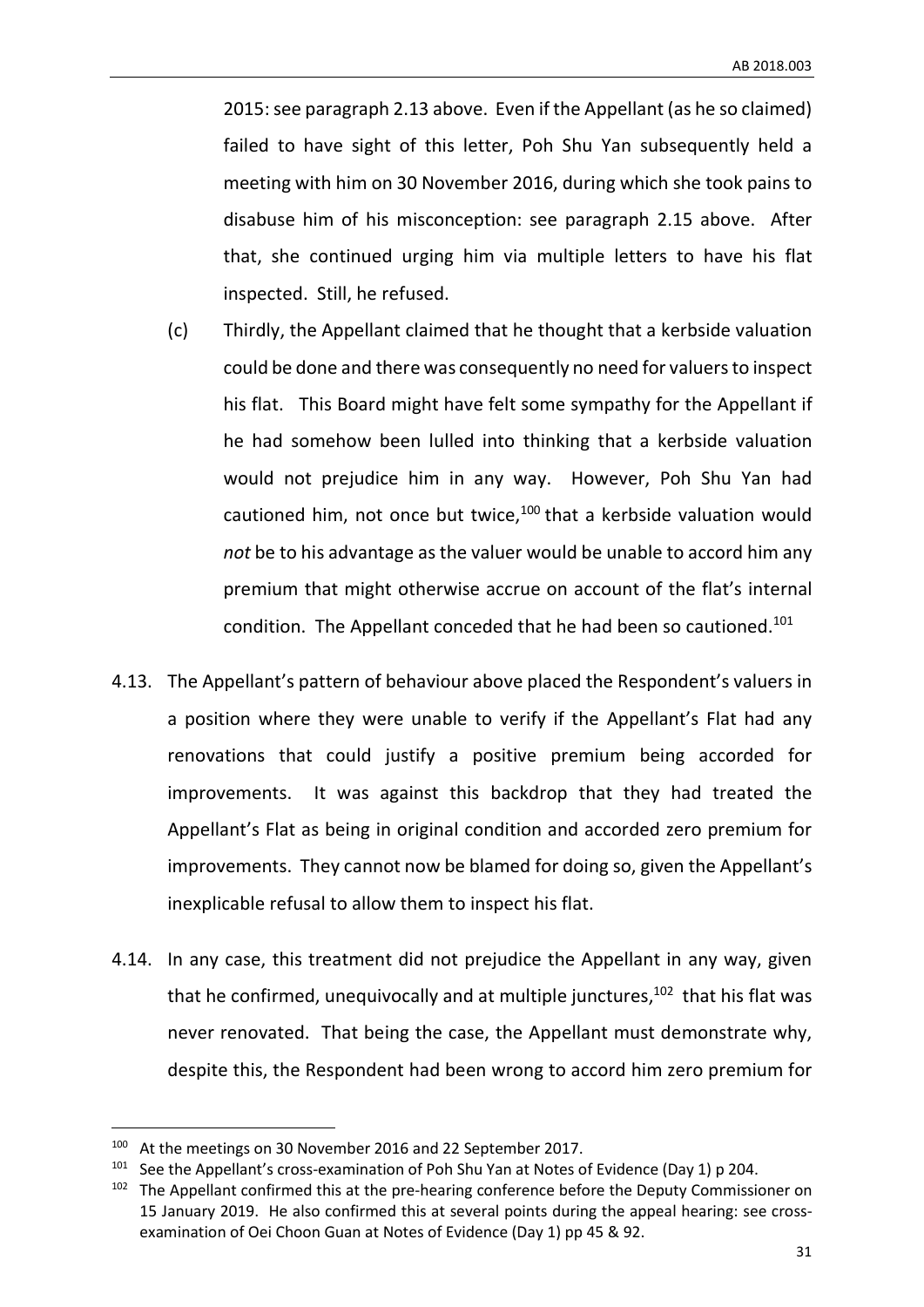2015: see paragraph 2.13 above. Even if the Appellant (as he so claimed) failed to have sight of this letter, Poh Shu Yan subsequently held a meeting with him on 30 November 2016, during which she took pains to disabuse him of his misconception: see paragraph 2.15 above. After that, she continued urging him via multiple letters to have his flat inspected. Still, he refused.

(c) Thirdly, the Appellant claimed that he thought that a kerbside valuation could be done and there was consequently no need for valuers to inspect his flat. This Board might have felt some sympathy for the Appellant if he had somehow been lulled into thinking that a kerbside valuation would not prejudice him in any way. However, Poh Shu Yan had cautioned him, not once but twice,[100] that a kerbside valuation would *not* be to his advantage as the valuer would be unable to accord him any premium that might otherwise accrue on account of the flat's internal condition. The Appellant conceded that he had been so cautioned.[101]

4.13. The Appellant's pattern of behaviour above placed the Respondent's valuers in a position where they were unable to verify if the Appellant's Flat had any renovations that could justify a positive premium being accorded for improvements. It was against this backdrop that they had treated the Appellant's Flat as being in original condition and accorded zero premium for improvements. They cannot now be blamed for doing so, given the Appellant's inexplicable refusal to allow them to inspect his flat.

4.14. In any case, this treatment did not prejudice the Appellant in any way, given that he confirmed, unequivocally and at multiple junctures,[102] that his flat was never renovated. That being the case, the Appellant must demonstrate why, despite this, the Respondent had been wrong to accord him zero premium for

---

[100] At the meetings on 30 November 2016 and 22 September 2017.

[101] See the Appellant's cross-examination of Poh Shu Yan at Notes of Evidence (Day 1) p 204.

[102] The Appellant confirmed this at the pre-hearing conference before the Deputy Commissioner on 15 January 2019. He also confirmed this at several points during the appeal hearing: see cross-examination of Oei Choon Guan at Notes of Evidence (Day 1) pp 45 & 92.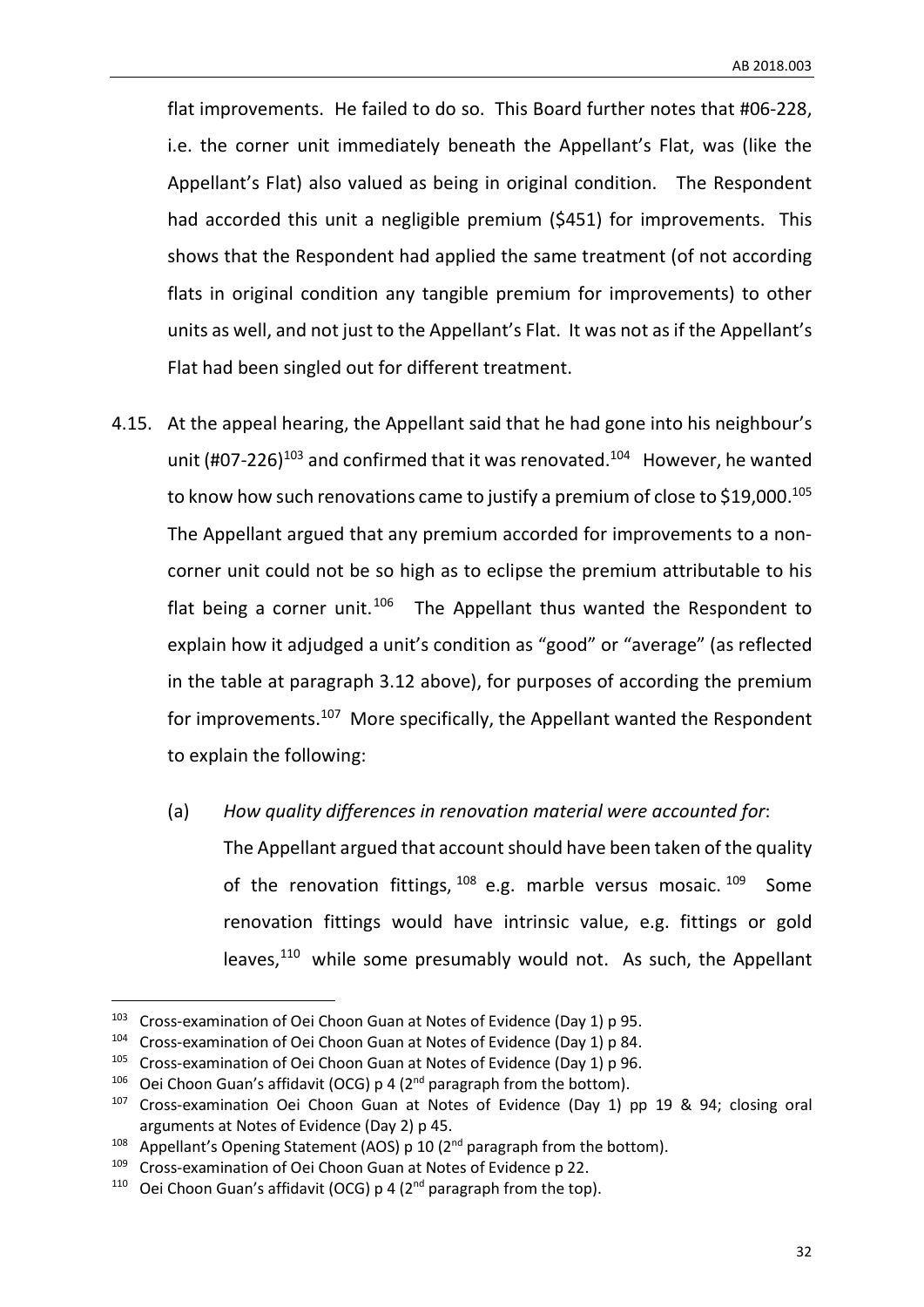flat improvements. He failed to do so. This Board further notes that #06-228, i.e. the corner unit immediately beneath the Appellant's Flat, was (like the Appellant's Flat) also valued as being in original condition. The Respondent had accorded this unit a negligible premium ($451) for improvements. This shows that the Respondent had applied the same treatment (of not according flats in original condition any tangible premium for improvements) to other units as well, and not just to the Appellant's Flat. It was not as if the Appellant's Flat had been singled out for different treatment.

4.15. At the appeal hearing, the Appellant said that he had gone into his neighbour's unit (#07-226)[103] and confirmed that it was renovated.[104] However, he wanted to know how such renovations came to justify a premium of close to $19,000.[105] The Appellant argued that any premium accorded for improvements to a non-corner unit could not be so high as to eclipse the premium attributable to his flat being a corner unit.[106] The Appellant thus wanted the Respondent to explain how it adjudged a unit's condition as "good" or "average" (as reflected in the table at paragraph 3.12 above), for purposes of according the premium for improvements.[107] More specifically, the Appellant wanted the Respondent to explain the following:

(a) *How quality differences in renovation material were accounted for*: The Appellant argued that account should have been taken of the quality of the renovation fittings,[108] e.g. marble versus mosaic.[109] Some renovation fittings would have intrinsic value, e.g. fittings or gold leaves,[110] while some presumably would not. As such, the Appellant

---

[103] Cross-examination of Oei Choon Guan at Notes of Evidence (Day 1) p 95.

[104] Cross-examination of Oei Choon Guan at Notes of Evidence (Day 1) p 84.

[105] Cross-examination of Oei Choon Guan at Notes of Evidence (Day 1) p 96.

[106] Oei Choon Guan's affidavit (OCG) p 4 (2nd paragraph from the bottom).

[107] Cross-examination Oei Choon Guan at Notes of Evidence (Day 1) pp 19 & 94; closing oral arguments at Notes of Evidence (Day 2) p 45.

[108] Appellant's Opening Statement (AOS) p 10 (2nd paragraph from the bottom).

[109] Cross-examination of Oei Choon Guan at Notes of Evidence p 22.

[110] Oei Choon Guan's affidavit (OCG) p 4 (2nd paragraph from the top).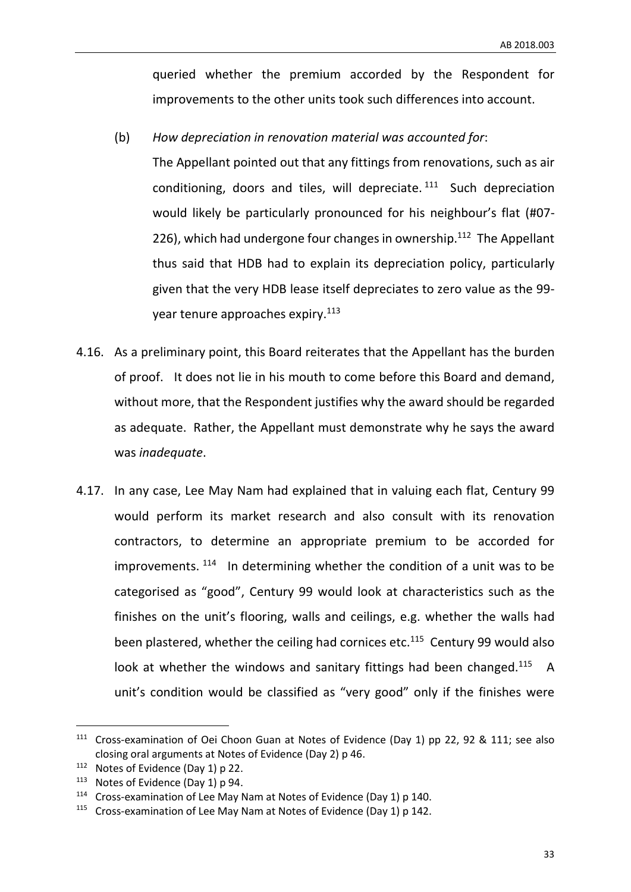queried whether the premium accorded by the Respondent for improvements to the other units took such differences into account.

(b) *How depreciation in renovation material was accounted for*:

The Appellant pointed out that any fittings from renovations, such as air conditioning, doors and tiles, will depreciate.[111] Such depreciation would likely be particularly pronounced for his neighbour's flat (#07-226), which had undergone four changes in ownership.[112] The Appellant thus said that HDB had to explain its depreciation policy, particularly given that the very HDB lease itself depreciates to zero value as the 99-year tenure approaches expiry.[113]

4.16. As a preliminary point, this Board reiterates that the Appellant has the burden of proof. It does not lie in his mouth to come before this Board and demand, without more, that the Respondent justifies why the award should be regarded as adequate. Rather, the Appellant must demonstrate why he says the award was *inadequate*.

4.17. In any case, Lee May Nam had explained that in valuing each flat, Century 99 would perform its market research and also consult with its renovation contractors, to determine an appropriate premium to be accorded for improvements.[114] In determining whether the condition of a unit was to be categorised as "good", Century 99 would look at characteristics such as the finishes on the unit's flooring, walls and ceilings, e.g. whether the walls had been plastered, whether the ceiling had cornices etc.[115] Century 99 would also look at whether the windows and sanitary fittings had been changed.[115] A unit's condition would be classified as "very good" only if the finishes were

---

[111] Cross-examination of Oei Choon Guan at Notes of Evidence (Day 1) pp 22, 92 & 111; see also closing oral arguments at Notes of Evidence (Day 2) p 46.

[112] Notes of Evidence (Day 1) p 22.

[113] Notes of Evidence (Day 1) p 94.

[114] Cross-examination of Lee May Nam at Notes of Evidence (Day 1) p 140.

[115] Cross-examination of Lee May Nam at Notes of Evidence (Day 1) p 142.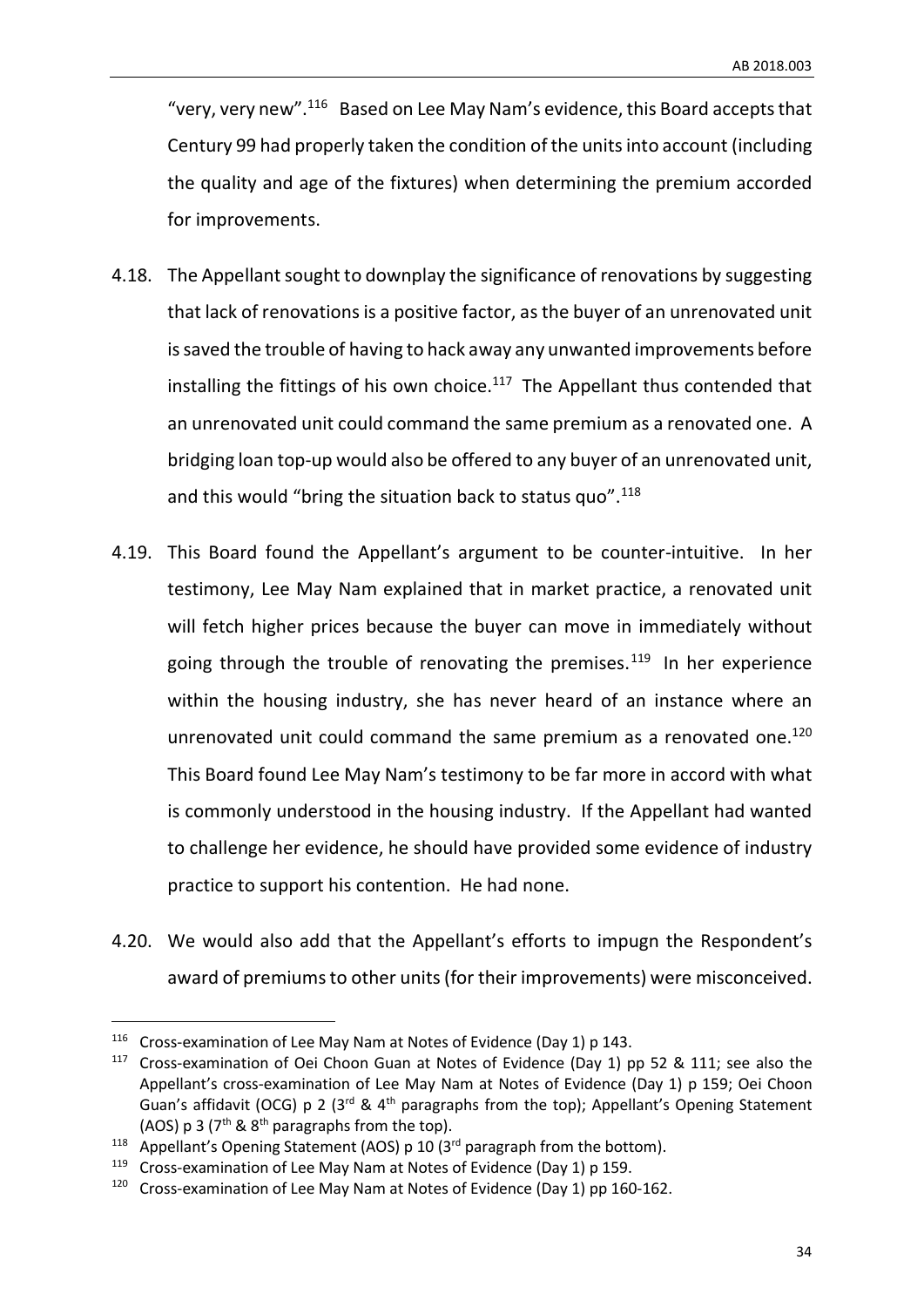"very, very new".[116] Based on Lee May Nam's evidence, this Board accepts that Century 99 had properly taken the condition of the units into account (including the quality and age of the fixtures) when determining the premium accorded for improvements.

4.18. The Appellant sought to downplay the significance of renovations by suggesting that lack of renovations is a positive factor, as the buyer of an unrenovated unit is saved the trouble of having to hack away any unwanted improvements before installing the fittings of his own choice.[117] The Appellant thus contended that an unrenovated unit could command the same premium as a renovated one. A bridging loan top-up would also be offered to any buyer of an unrenovated unit, and this would "bring the situation back to status quo".[118]

4.19. This Board found the Appellant's argument to be counter-intuitive. In her testimony, Lee May Nam explained that in market practice, a renovated unit will fetch higher prices because the buyer can move in immediately without going through the trouble of renovating the premises.[119] In her experience within the housing industry, she has never heard of an instance where an unrenovated unit could command the same premium as a renovated one.[120] This Board found Lee May Nam's testimony to be far more in accord with what is commonly understood in the housing industry. If the Appellant had wanted to challenge her evidence, he should have provided some evidence of industry practice to support his contention. He had none.

4.20. We would also add that the Appellant's efforts to impugn the Respondent's award of premiums to other units (for their improvements) were misconceived.

---

[116] Cross-examination of Lee May Nam at Notes of Evidence (Day 1) p 143.

[117] Cross-examination of Oei Choon Guan at Notes of Evidence (Day 1) pp 52 & 111; see also the Appellant's cross-examination of Lee May Nam at Notes of Evidence (Day 1) p 159; Oei Choon Guan's affidavit (OCG) p 2 (3rd & 4th paragraphs from the top); Appellant's Opening Statement (AOS) p 3 (7th & 8th paragraphs from the top).

[118] Appellant's Opening Statement (AOS) p 10 (3rd paragraph from the bottom).

[119] Cross-examination of Lee May Nam at Notes of Evidence (Day 1) p 159.

[120] Cross-examination of Lee May Nam at Notes of Evidence (Day 1) pp 160-162.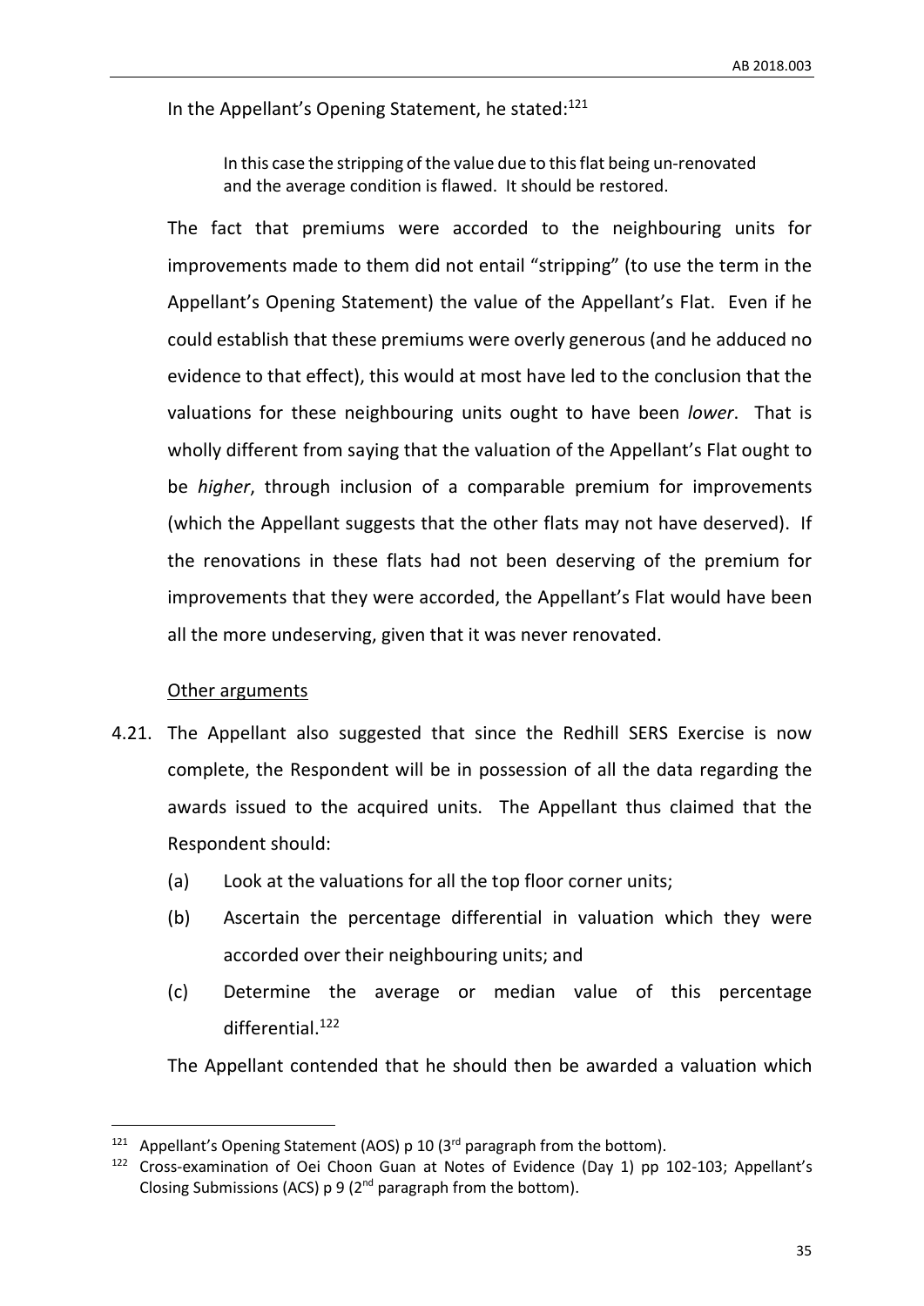In the Appellant's Opening Statement, he stated:[121]

> In this case the stripping of the value due to this flat being un-renovated and the average condition is flawed. It should be restored.

The fact that premiums were accorded to the neighbouring units for improvements made to them did not entail "stripping" (to use the term in the Appellant's Opening Statement) the value of the Appellant's Flat. Even if he could establish that these premiums were overly generous (and he adduced no evidence to that effect), this would at most have led to the conclusion that the valuations for these neighbouring units ought to have been *lower*. That is wholly different from saying that the valuation of the Appellant's Flat ought to be *higher*, through inclusion of a comparable premium for improvements (which the Appellant suggests that the other flats may not have deserved). If the renovations in these flats had not been deserving of the premium for improvements that they were accorded, the Appellant's Flat would have been all the more undeserving, given that it was never renovated.

<u>Other arguments</u>

4.21. The Appellant also suggested that since the Redhill SERS Exercise is now complete, the Respondent will be in possession of all the data regarding the awards issued to the acquired units. The Appellant thus claimed that the Respondent should:

(a) Look at the valuations for all the top floor corner units;

(b) Ascertain the percentage differential in valuation which they were accorded over their neighbouring units; and

(c) Determine the average or median value of this percentage differential.[122]

The Appellant contended that he should then be awarded a valuation which

---

[121] Appellant's Opening Statement (AOS) p 10 (3rd paragraph from the bottom).

[122] Cross-examination of Oei Choon Guan at Notes of Evidence (Day 1) pp 102-103; Appellant's Closing Submissions (ACS) p 9 (2nd paragraph from the bottom).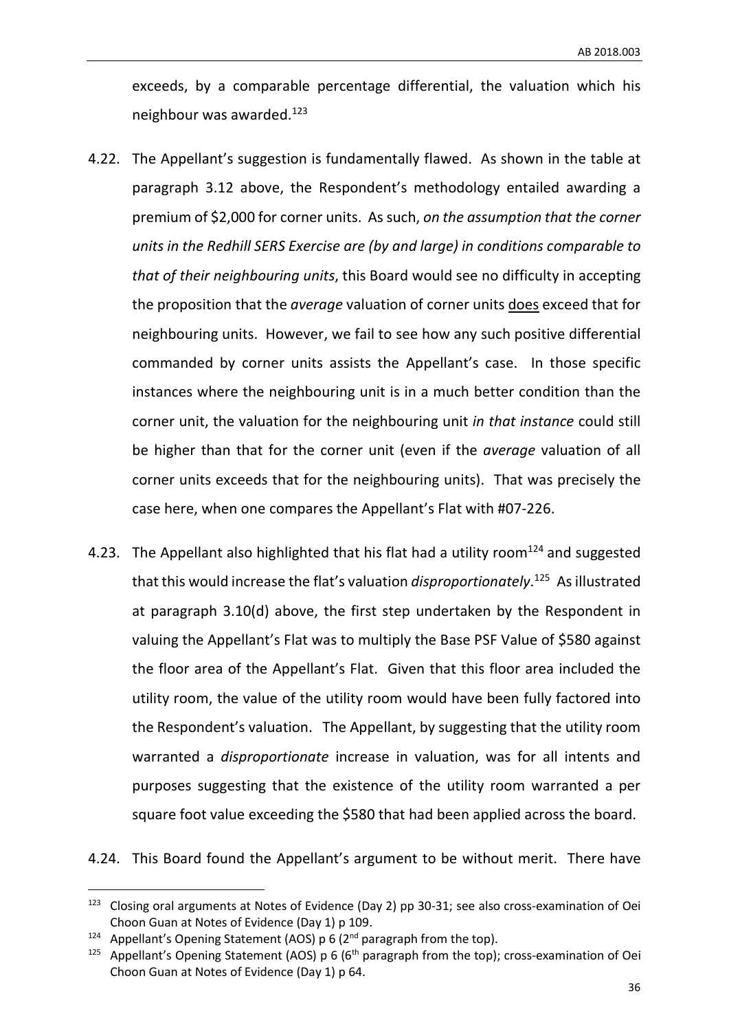exceeds, by a comparable percentage differential, the valuation which his neighbour was awarded.[123]

4.22. The Appellant's suggestion is fundamentally flawed. As shown in the table at paragraph 3.12 above, the Respondent's methodology entailed awarding a premium of $2,000 for corner units. As such, *on the assumption that the corner units in the Redhill SERS Exercise are (by and large) in conditions comparable to that of their neighbouring units*, this Board would see no difficulty in accepting the proposition that the *average* valuation of corner units <u>does</u> exceed that for neighbouring units. However, we fail to see how any such positive differential commanded by corner units assists the Appellant's case. In those specific instances where the neighbouring unit is in a much better condition than the corner unit, the valuation for the neighbouring unit *in that instance* could still be higher than that for the corner unit (even if the *average* valuation of all corner units exceeds that for the neighbouring units). That was precisely the case here, when one compares the Appellant's Flat with #07-226.

4.23. The Appellant also highlighted that his flat had a utility room[124] and suggested that this would increase the flat's valuation *disproportionately*.[125] As illustrated at paragraph 3.10(d) above, the first step undertaken by the Respondent in valuing the Appellant's Flat was to multiply the Base PSF Value of $580 against the floor area of the Appellant's Flat. Given that this floor area included the utility room, the value of the utility room would have been fully factored into the Respondent's valuation. The Appellant, by suggesting that the utility room warranted a *disproportionate* increase in valuation, was for all intents and purposes suggesting that the existence of the utility room warranted a per square foot value exceeding the $580 that had been applied across the board.

4.24. This Board found the Appellant's argument to be without merit. There have

---

[123] Closing oral arguments at Notes of Evidence (Day 2) pp 30-31; see also cross-examination of Oei Choon Guan at Notes of Evidence (Day 1) p 109.

[124] Appellant's Opening Statement (AOS) p 6 (2nd paragraph from the top).

[125] Appellant's Opening Statement (AOS) p 6 (6th paragraph from the top); cross-examination of Oei Choon Guan at Notes of Evidence (Day 1) p 64.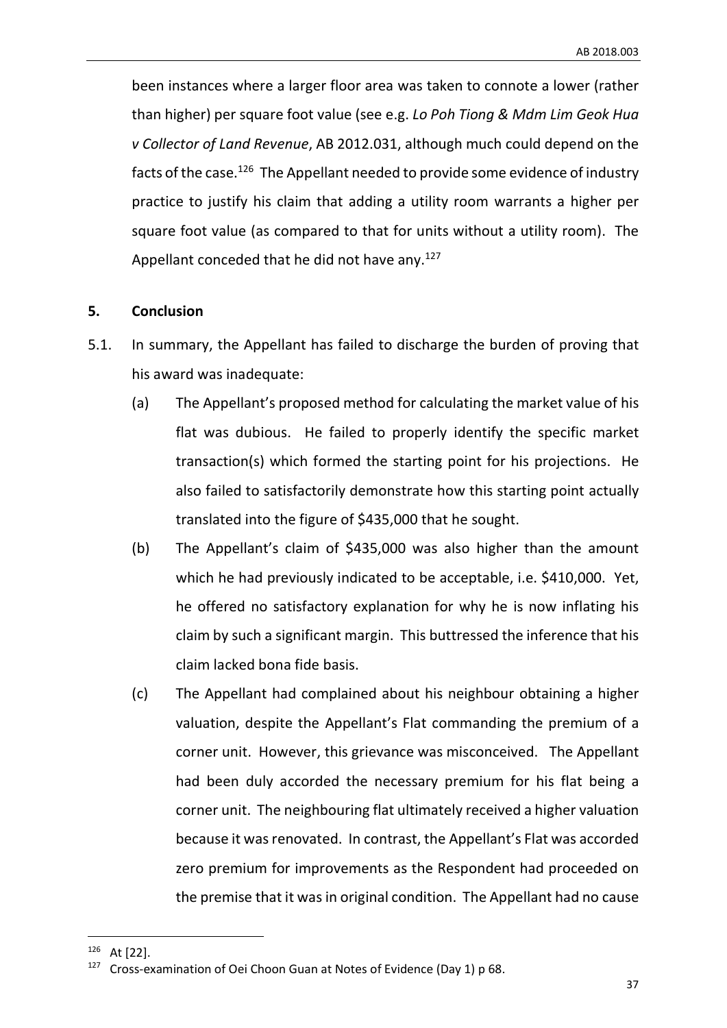been instances where a larger floor area was taken to connote a lower (rather than higher) per square foot value (see e.g. *Lo Poh Tiong & Mdm Lim Geok Hua v Collector of Land Revenue*, AB 2012.031, although much could depend on the facts of the case.[126] The Appellant needed to provide some evidence of industry practice to justify his claim that adding a utility room warrants a higher per square foot value (as compared to that for units without a utility room). The Appellant conceded that he did not have any.[127]

## 5. Conclusion

5.1. In summary, the Appellant has failed to discharge the burden of proving that his award was inadequate:

(a) The Appellant's proposed method for calculating the market value of his flat was dubious. He failed to properly identify the specific market transaction(s) which formed the starting point for his projections. He also failed to satisfactorily demonstrate how this starting point actually translated into the figure of $435,000 that he sought.

(b) The Appellant's claim of $435,000 was also higher than the amount which he had previously indicated to be acceptable, i.e. $410,000. Yet, he offered no satisfactory explanation for why he is now inflating his claim by such a significant margin. This buttressed the inference that his claim lacked bona fide basis.

(c) The Appellant had complained about his neighbour obtaining a higher valuation, despite the Appellant's Flat commanding the premium of a corner unit. However, this grievance was misconceived. The Appellant had been duly accorded the necessary premium for his flat being a corner unit. The neighbouring flat ultimately received a higher valuation because it was renovated. In contrast, the Appellant's Flat was accorded zero premium for improvements as the Respondent had proceeded on the premise that it was in original condition. The Appellant had no cause

---

[126] At [22].

[127] Cross-examination of Oei Choon Guan at Notes of Evidence (Day 1) p 68.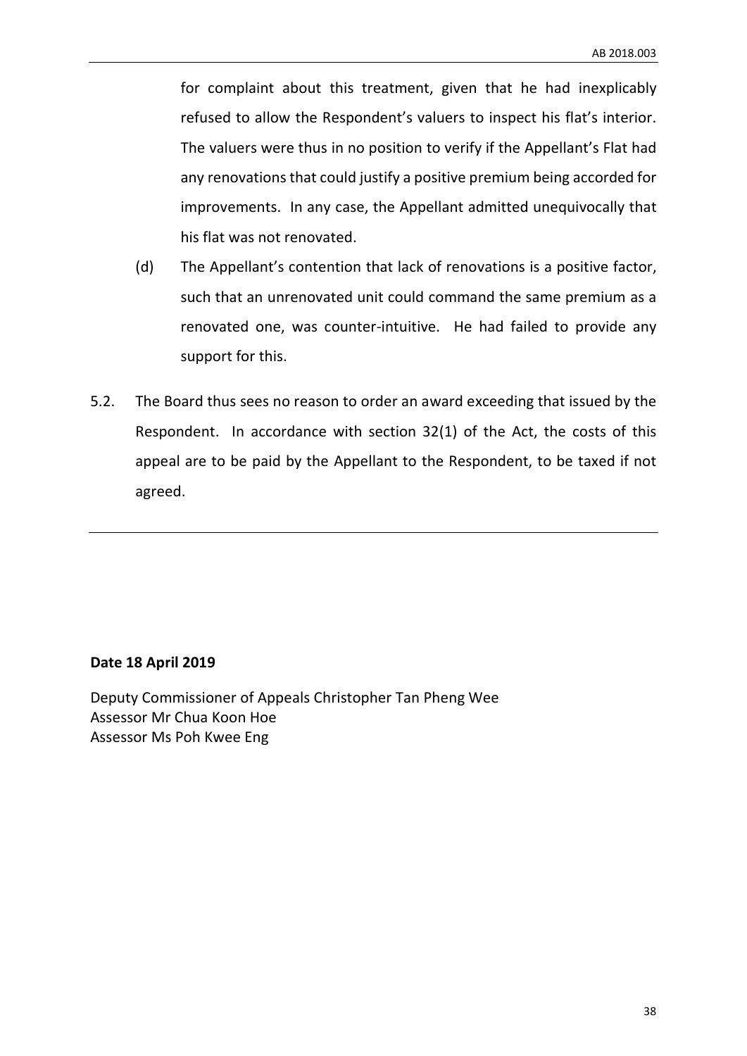for complaint about this treatment, given that he had inexplicably refused to allow the Respondent's valuers to inspect his flat's interior. The valuers were thus in no position to verify if the Appellant's Flat had any renovations that could justify a positive premium being accorded for improvements. In any case, the Appellant admitted unequivocally that his flat was not renovated.

(d) The Appellant's contention that lack of renovations is a positive factor, such that an unrenovated unit could command the same premium as a renovated one, was counter-intuitive. He had failed to provide any support for this.

5.2. The Board thus sees no reason to order an award exceeding that issued by the Respondent. In accordance with section 32(1) of the Act, the costs of this appeal are to be paid by the Appellant to the Respondent, to be taxed if not agreed.

---

**Date 18 April 2019**

Deputy Commissioner of Appeals Christopher Tan Pheng Wee
Assessor Mr Chua Koon Hoe
Assessor Ms Poh Kwee Eng